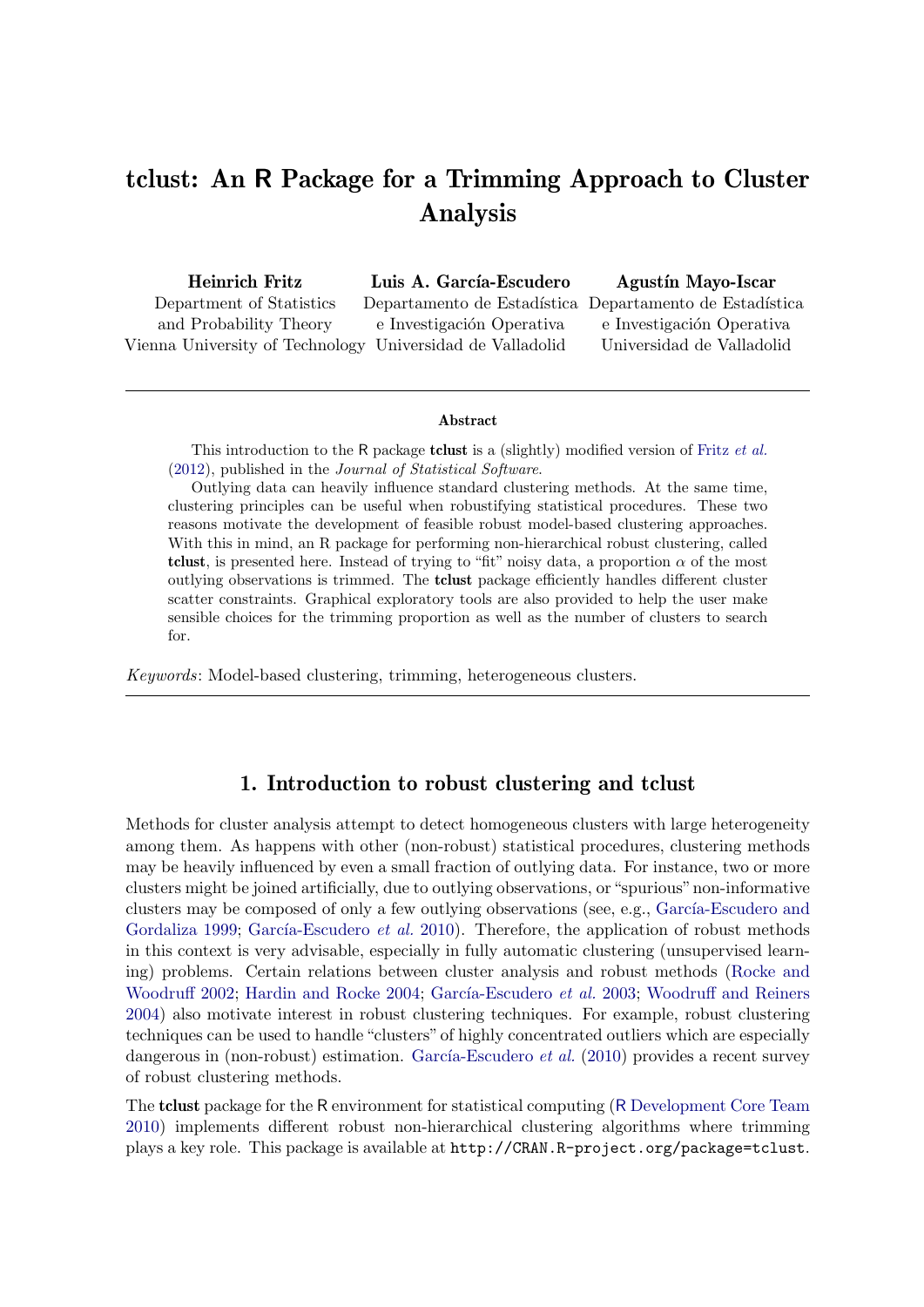# tclust: An R Package for a Trimming Approach to Cluster Analysis

**Heinrich Fritz**
Department of Statistics and Probability Theory
Vienna University of Technology

**Luis A. García-Escudero**
Departamento de Estadística e Investigación Operativa
Universidad de Valladolid

**Agustín Mayo-Iscar**
Departamento de Estadística e Investigación Operativa
Universidad de Valladolid

---

**Abstract**

This introduction to the R package **tclust** is a (slightly) modified version of Fritz *et al.* (2012), published in the *Journal of Statistical Software*.

Outlying data can heavily influence standard clustering methods. At the same time, clustering principles can be useful when robustifying statistical procedures. These two reasons motivate the development of feasible robust model-based clustering approaches. With this in mind, an R package for performing non-hierarchical robust clustering, called **tclust**, is presented here. Instead of trying to "fit" noisy data, a proportion $\alpha$ of the most outlying observations is trimmed. The **tclust** package efficiently handles different cluster scatter constraints. Graphical exploratory tools are also provided to help the user make sensible choices for the trimming proportion as well as the number of clusters to search for.

*Keywords*: Model-based clustering, trimming, heterogeneous clusters.

---

## 1. Introduction to robust clustering and tclust

Methods for cluster analysis attempt to detect homogeneous clusters with large heterogeneity among them. As happens with other (non-robust) statistical procedures, clustering methods may be heavily influenced by even a small fraction of outlying data. For instance, two or more clusters might be joined artificially, due to outlying observations, or "spurious" non-informative clusters may be composed of only a few outlying observations (see, e.g., García-Escudero and Gordaliza 1999; García-Escudero *et al.* 2010). Therefore, the application of robust methods in this context is very advisable, especially in fully automatic clustering (unsupervised learning) problems. Certain relations between cluster analysis and robust methods (Rocke and Woodruff 2002; Hardin and Rocke 2004; García-Escudero *et al.* 2003; Woodruff and Reiners 2004) also motivate interest in robust clustering techniques. For example, robust clustering techniques can be used to handle "clusters" of highly concentrated outliers which are especially dangerous in (non-robust) estimation. García-Escudero *et al.* (2010) provides a recent survey of robust clustering methods.

The **tclust** package for the R environment for statistical computing (R Development Core Team 2010) implements different robust non-hierarchical clustering algorithms where trimming plays a key role. This package is available at `http://CRAN.R-project.org/package=tclust`.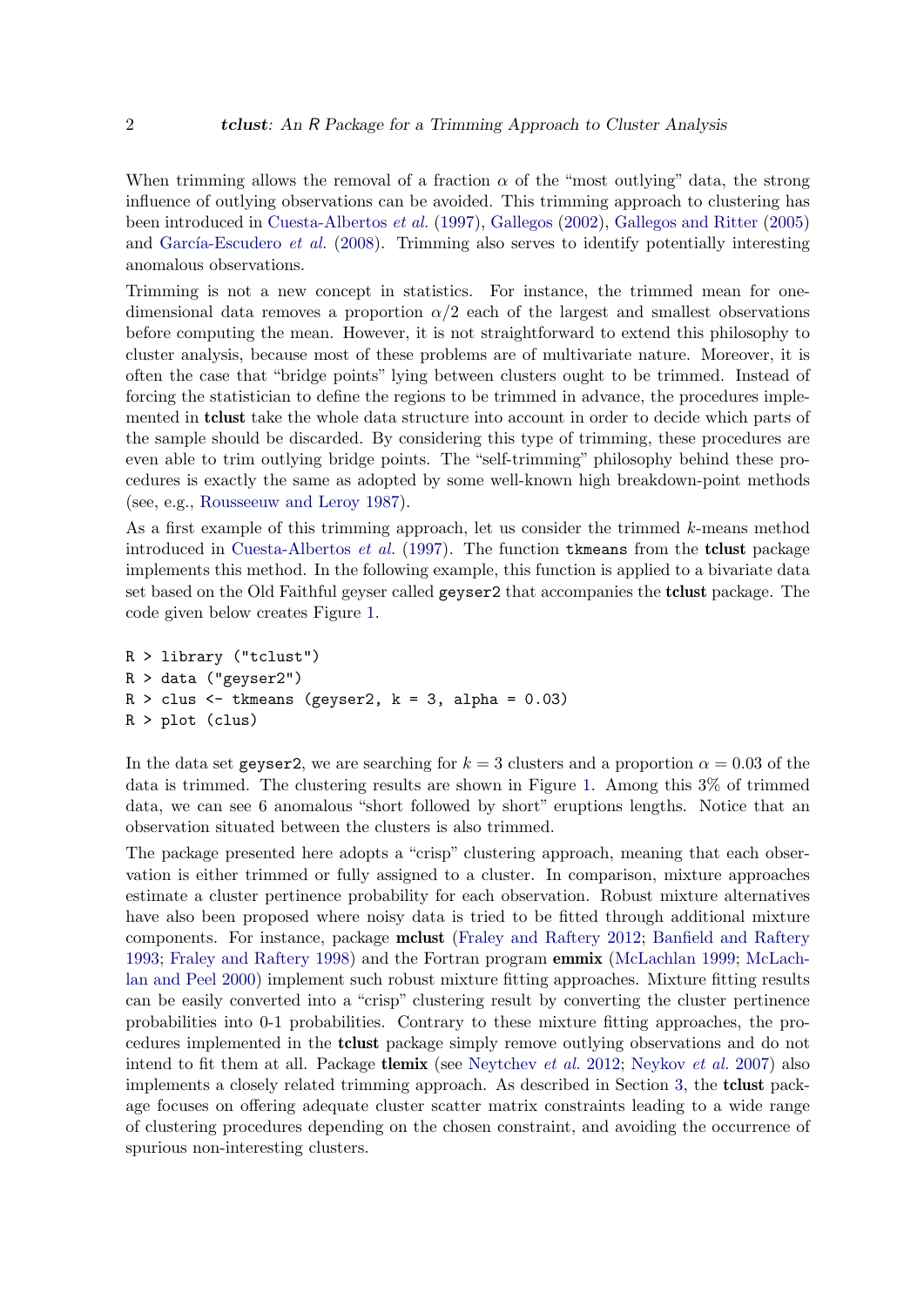When trimming allows the removal of a fraction $\alpha$ of the "most outlying" data, the strong influence of outlying observations can be avoided. This trimming approach to clustering has been introduced in Cuesta-Albertos *et al.* (1997), Gallegos (2002), Gallegos and Ritter (2005) and García-Escudero *et al.* (2008). Trimming also serves to identify potentially interesting anomalous observations.

Trimming is not a new concept in statistics. For instance, the trimmed mean for one-dimensional data removes a proportion $\alpha/2$ each of the largest and smallest observations before computing the mean. However, it is not straightforward to extend this philosophy to cluster analysis, because most of these problems are of multivariate nature. Moreover, it is often the case that "bridge points" lying between clusters ought to be trimmed. Instead of forcing the statistician to define the regions to be trimmed in advance, the procedures implemented in **tclust** take the whole data structure into account in order to decide which parts of the sample should be discarded. By considering this type of trimming, these procedures are even able to trim outlying bridge points. The "self-trimming" philosophy behind these procedures is exactly the same as adopted by some well-known high breakdown-point methods (see, e.g., Rousseeuw and Leroy 1987).

As a first example of this trimming approach, let us consider the trimmed $k$-means method introduced in Cuesta-Albertos *et al.* (1997). The function `tkmeans` from the **tclust** package implements this method. In the following example, this function is applied to a bivariate data set based on the Old Faithful geyser called `geyser2` that accompanies the **tclust** package. The code given below creates Figure 1.

```
R > library ("tclust")
R > data ("geyser2")
R > clus <- tkmeans (geyser2, k = 3, alpha = 0.03)
R > plot (clus)
```

In the data set `geyser2`, we are searching for $k = 3$ clusters and a proportion $\alpha = 0.03$ of the data is trimmed. The clustering results are shown in Figure 1. Among this 3% of trimmed data, we can see 6 anomalous "short followed by short" eruptions lengths. Notice that an observation situated between the clusters is also trimmed.

The package presented here adopts a "crisp" clustering approach, meaning that each observation is either trimmed or fully assigned to a cluster. In comparison, mixture approaches estimate a cluster pertinence probability for each observation. Robust mixture alternatives have also been proposed where noisy data is tried to be fitted through additional mixture components. For instance, package **mclust** (Fraley and Raftery 2012; Banfield and Raftery 1993; Fraley and Raftery 1998) and the Fortran program **emmix** (McLachlan 1999; McLachlan and Peel 2000) implement such robust mixture fitting approaches. Mixture fitting results can be easily converted into a "crisp" clustering result by converting the cluster pertinence probabilities into 0-1 probabilities. Contrary to these mixture fitting approaches, the procedures implemented in the **tclust** package simply remove outlying observations and do not intend to fit them at all. Package **tlemix** (see Neytchev *et al.* 2012; Neykov *et al.* 2007) also implements a closely related trimming approach. As described in Section 3, the **tclust** package focuses on offering adequate cluster scatter matrix constraints leading to a wide range of clustering procedures depending on the chosen constraint, and avoiding the occurrence of spurious non-interesting clusters.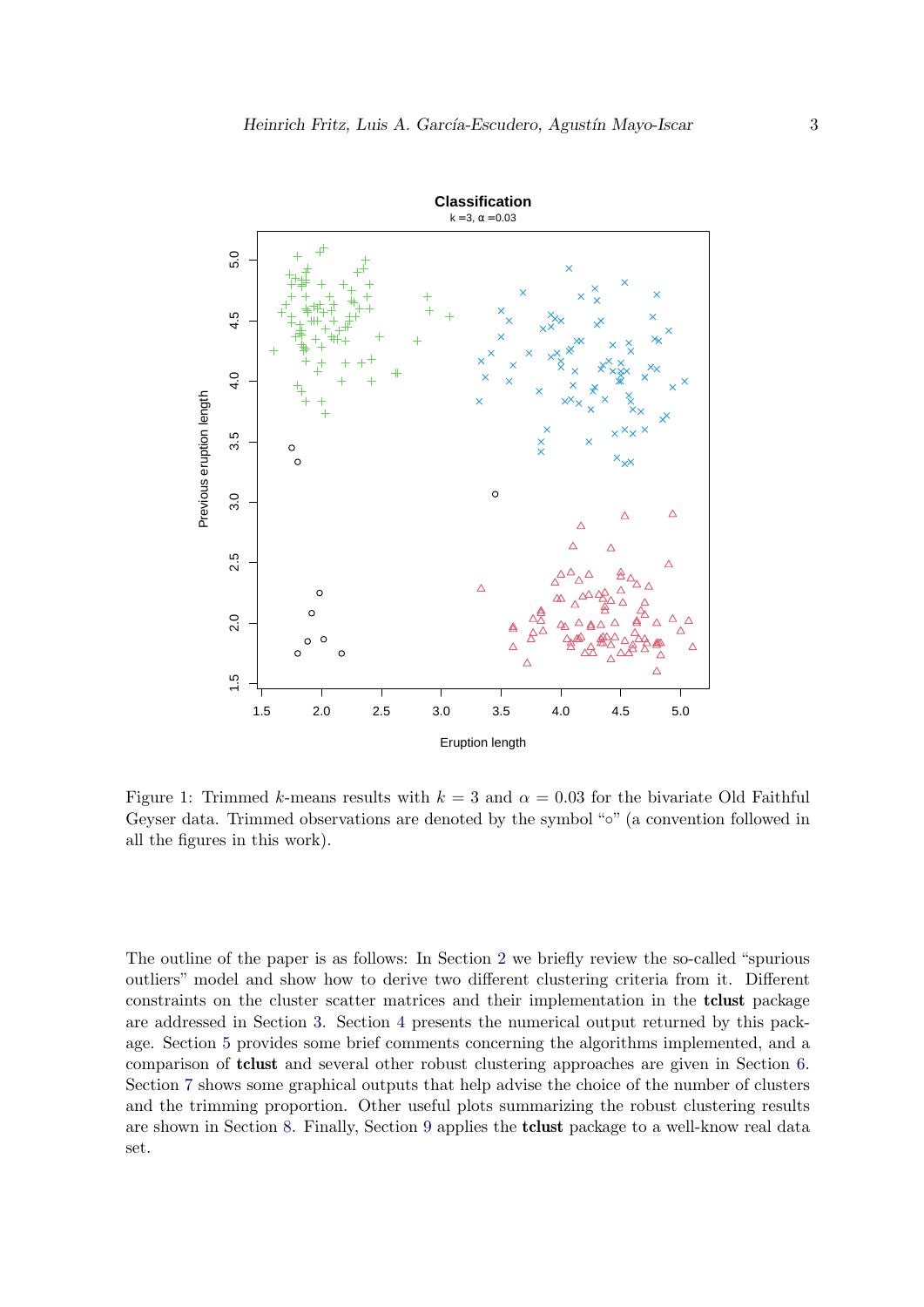Figure 1: Trimmed $k$-means results with $k = 3$ and $\alpha = 0.03$ for the bivariate Old Faithful Geyser data. Trimmed observations are denoted by the symbol "∘" (a convention followed in all the figures in this work).

The outline of the paper is as follows: In Section 2 we briefly review the so-called "spurious outliers" model and show how to derive two different clustering criteria from it. Different constraints on the cluster scatter matrices and their implementation in the **tclust** package are addressed in Section 3. Section 4 presents the numerical output returned by this package. Section 5 provides some brief comments concerning the algorithms implemented, and a comparison of **tclust** and several other robust clustering approaches are given in Section 6. Section 7 shows some graphical outputs that help advise the choice of the number of clusters and the trimming proportion. Other useful plots summarizing the robust clustering results are shown in Section 8. Finally, Section 9 applies the **tclust** package to a well-know real data set.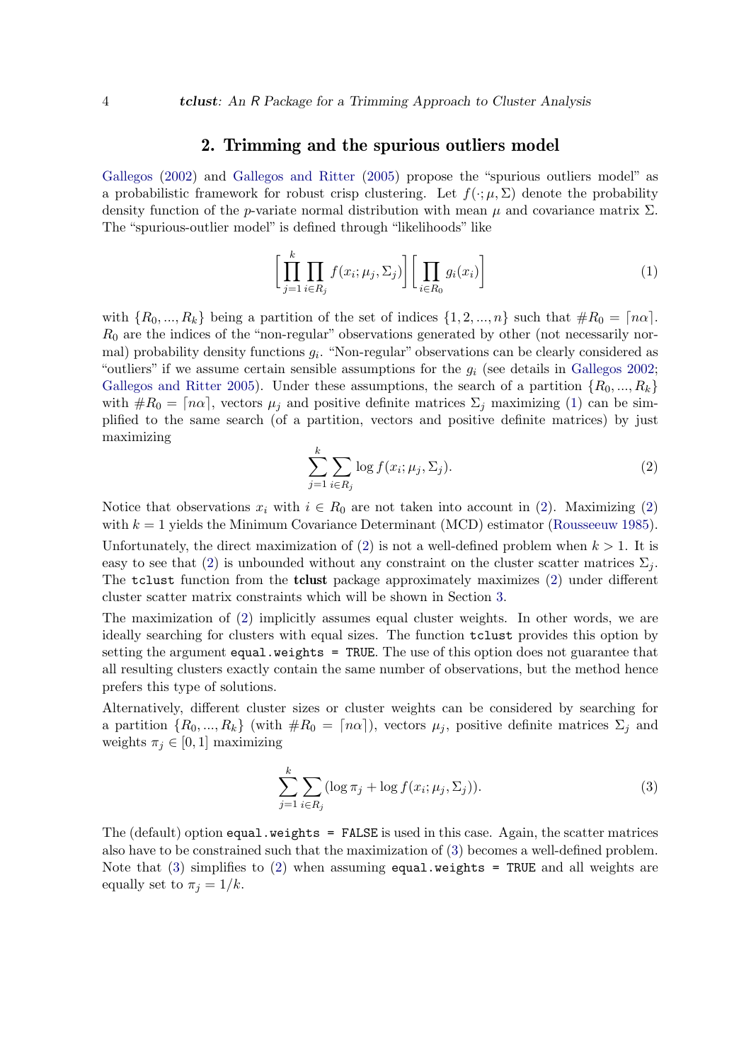## 2. Trimming and the spurious outliers model

Gallegos (2002) and Gallegos and Ritter (2005) propose the "spurious outliers model" as a probabilistic framework for robust crisp clustering. Let $f(\cdot; \mu, \Sigma)$ denote the probability density function of the $p$-variate normal distribution with mean $\mu$ and covariance matrix $\Sigma$. The "spurious-outlier model" is defined through "likelihoods" like

$$\left[ \prod_{j=1}^{k} \prod_{i \in R_j} f(x_i; \mu_j, \Sigma_j) \right] \left[ \prod_{i \in R_0} g_i(x_i) \right] \tag{1}$$

with $\{R_0, ..., R_k\}$ being a partition of the set of indices $\{1, 2, ..., n\}$ such that $\#R_0 = \lceil n\alpha \rceil$. $R_0$ are the indices of the "non-regular" observations generated by other (not necessarily normal) probability density functions $g_i$. "Non-regular" observations can be clearly considered as "outliers" if we assume certain sensible assumptions for the $g_i$ (see details in Gallegos 2002; Gallegos and Ritter 2005). Under these assumptions, the search of a partition $\{R_0, ..., R_k\}$ with $\#R_0 = \lceil n\alpha \rceil$, vectors $\mu_j$ and positive definite matrices $\Sigma_j$ maximizing (1) can be simplified to the same search (of a partition, vectors and positive definite matrices) by just maximizing

$$\sum_{j=1}^{k} \sum_{i \in R_j} \log f(x_i; \mu_j, \Sigma_j). \tag{2}$$

Notice that observations $x_i$ with $i \in R_0$ are not taken into account in (2). Maximizing (2) with $k = 1$ yields the Minimum Covariance Determinant (MCD) estimator (Rousseeuw 1985).

Unfortunately, the direct maximization of (2) is not a well-defined problem when $k > 1$. It is easy to see that (2) is unbounded without any constraint on the cluster scatter matrices $\Sigma_j$. The `tclust` function from the **tclust** package approximately maximizes (2) under different cluster scatter matrix constraints which will be shown in Section 3.

The maximization of (2) implicitly assumes equal cluster weights. In other words, we are ideally searching for clusters with equal sizes. The function `tclust` provides this option by setting the argument `equal.weights = TRUE`. The use of this option does not guarantee that all resulting clusters exactly contain the same number of observations, but the method hence prefers this type of solutions.

Alternatively, different cluster sizes or cluster weights can be considered by searching for a partition $\{R_0, ..., R_k\}$ (with $\#R_0 = \lceil n\alpha \rceil$), vectors $\mu_j$, positive definite matrices $\Sigma_j$ and weights $\pi_j \in [0, 1]$ maximizing

$$\sum_{j=1}^{k} \sum_{i \in R_j} (\log \pi_j + \log f(x_i; \mu_j, \Sigma_j)). \tag{3}$$

The (default) option `equal.weights = FALSE` is used in this case. Again, the scatter matrices also have to be constrained such that the maximization of (3) becomes a well-defined problem. Note that (3) simplifies to (2) when assuming `equal.weights = TRUE` and all weights are equally set to $\pi_j = 1/k$.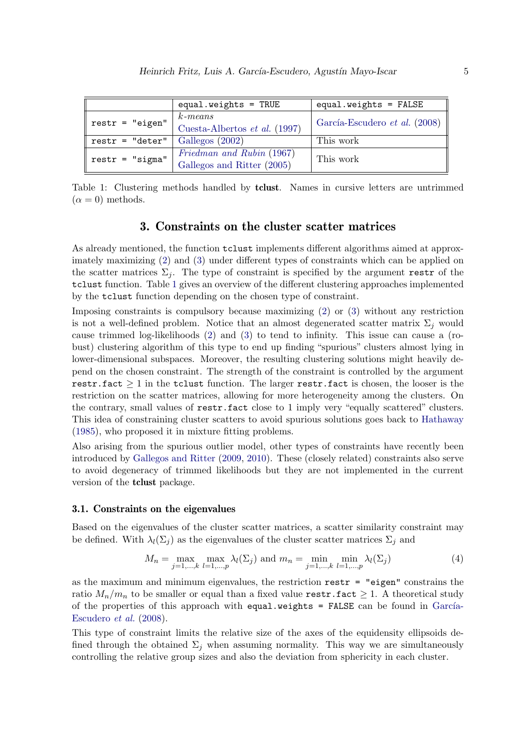| | `equal.weights = TRUE` | `equal.weights = FALSE` |
|---|---|---|
| `restr = "eigen"` | *k-means* Cuesta-Albertos *et al.* (1997) | García-Escudero *et al.* (2008) |
| `restr = "deter"` | Gallegos (2002) | This work |
| `restr = "sigma"` | *Friedman and Rubin* (1967) Gallegos and Ritter (2005) | This work |

Table 1: Clustering methods handled by **tclust**. Names in cursive letters are untrimmed ($\alpha = 0$) methods.

## 3. Constraints on the cluster scatter matrices

As already mentioned, the function `tclust` implements different algorithms aimed at approximately maximizing (2) and (3) under different types of constraints which can be applied on the scatter matrices $\Sigma_j$. The type of constraint is specified by the argument `restr` of the `tclust` function. Table 1 gives an overview of the different clustering approaches implemented by the `tclust` function depending on the chosen type of constraint.

Imposing constraints is compulsory because maximizing (2) or (3) without any restriction is not a well-defined problem. Notice that an almost degenerated scatter matrix $\Sigma_j$ would cause trimmed log-likelihoods (2) and (3) to tend to infinity. This issue can cause a (robust) clustering algorithm of this type to end up finding "spurious" clusters almost lying in lower-dimensional subspaces. Moreover, the resulting clustering solutions might heavily depend on the chosen constraint. The strength of the constraint is controlled by the argument `restr.fact` $\geq 1$ in the `tclust` function. The larger `restr.fact` is chosen, the looser is the restriction on the scatter matrices, allowing for more heterogeneity among the clusters. On the contrary, small values of `restr.fact` close to 1 imply very "equally scattered" clusters. This idea of constraining cluster scatters to avoid spurious solutions goes back to Hathaway (1985), who proposed it in mixture fitting problems.

Also arising from the spurious outlier model, other types of constraints have recently been introduced by Gallegos and Ritter (2009, 2010). These (closely related) constraints also serve to avoid degeneracy of trimmed likelihoods but they are not implemented in the current version of the **tclust** package.

### 3.1. Constraints on the eigenvalues

Based on the eigenvalues of the cluster scatter matrices, a scatter similarity constraint may be defined. With $\lambda_l(\Sigma_j)$ as the eigenvalues of the cluster scatter matrices $\Sigma_j$ and

$$M_n = \max_{j=1,\ldots,k} \max_{l=1,\ldots,p} \lambda_l(\Sigma_j) \text{ and } m_n = \min_{j=1,\ldots,k} \min_{l=1,\ldots,p} \lambda_l(\Sigma_j) \tag{4}$$

as the maximum and minimum eigenvalues, the restriction `restr = "eigen"` constrains the ratio $M_n/m_n$ to be smaller or equal than a fixed value `restr.fact` $\geq 1$. A theoretical study of the properties of this approach with `equal.weights = FALSE` can be found in García-Escudero *et al.* (2008).

This type of constraint limits the relative size of the axes of the equidensity ellipsoids defined through the obtained $\Sigma_j$ when assuming normality. This way we are simultaneously controlling the relative group sizes and also the deviation from sphericity in each cluster.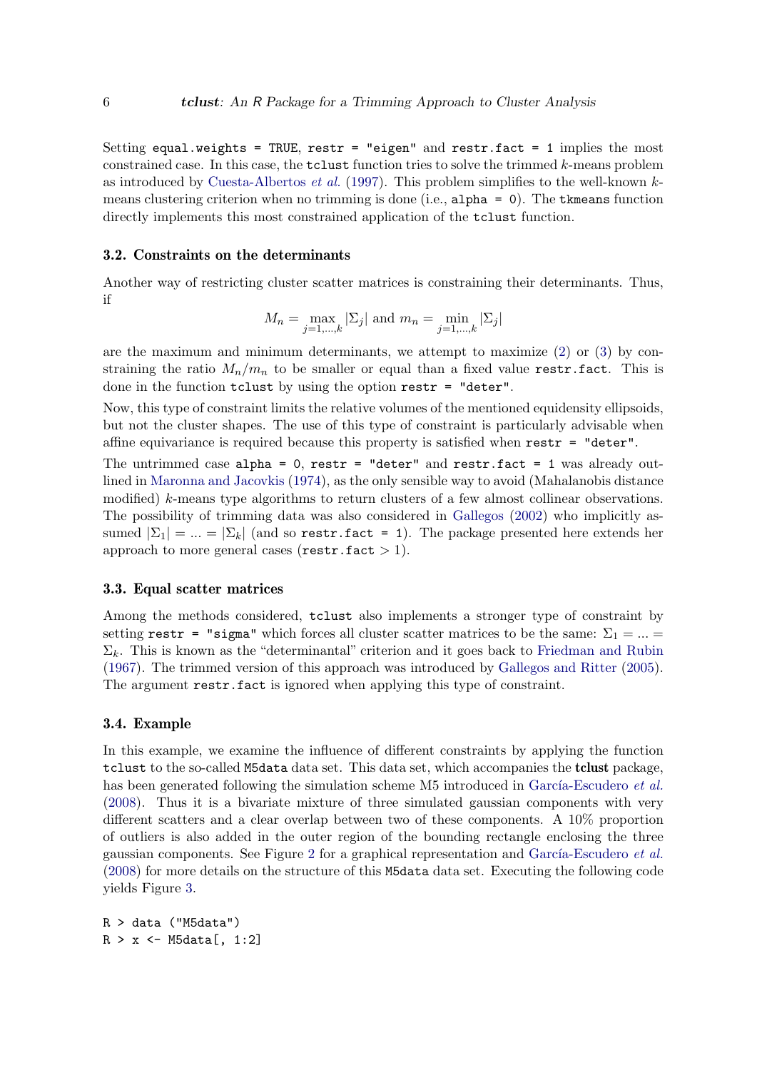Setting `equal.weights = TRUE`, `restr = "eigen"` and `restr.fact = 1` implies the most constrained case. In this case, the `tclust` function tries to solve the trimmed $k$-means problem as introduced by Cuesta-Albertos *et al.* (1997). This problem simplifies to the well-known $k$-means clustering criterion when no trimming is done (i.e., `alpha = 0`). The `tkmeans` function directly implements this most constrained application of the `tclust` function.

### 3.2. Constraints on the determinants

Another way of restricting cluster scatter matrices is constraining their determinants. Thus, if

$$M_n = \max_{j=1,\dots,k} |\Sigma_j| \text{ and } m_n = \min_{j=1,\dots,k} |\Sigma_j|$$

are the maximum and minimum determinants, we attempt to maximize (2) or (3) by constraining the ratio $M_n/m_n$ to be smaller or equal than a fixed value `restr.fact`. This is done in the function `tclust` by using the option `restr = "deter"`.

Now, this type of constraint limits the relative volumes of the mentioned equidensity ellipsoids, but not the cluster shapes. The use of this type of constraint is particularly advisable when affine equivariance is required because this property is satisfied when `restr = "deter"`.

The untrimmed case `alpha = 0`, `restr = "deter"` and `restr.fact = 1` was already outlined in Maronna and Jacovkis (1974), as the only sensible way to avoid (Mahalanobis distance modified) $k$-means type algorithms to return clusters of a few almost collinear observations. The possibility of trimming data was also considered in Gallegos (2002) who implicitly assumed $|\Sigma_1| = ... = |\Sigma_k|$ (and so `restr.fact = 1`). The package presented here extends her approach to more general cases (`restr.fact` $> 1$).

### 3.3. Equal scatter matrices

Among the methods considered, `tclust` also implements a stronger type of constraint by setting `restr = "sigma"` which forces all cluster scatter matrices to be the same: $\Sigma_1 = ... = \Sigma_k$. This is known as the "determinantal" criterion and it goes back to Friedman and Rubin (1967). The trimmed version of this approach was introduced by Gallegos and Ritter (2005). The argument `restr.fact` is ignored when applying this type of constraint.

### 3.4. Example

In this example, we examine the influence of different constraints by applying the function `tclust` to the so-called `M5data` data set. This data set, which accompanies the **tclust** package, has been generated following the simulation scheme M5 introduced in García-Escudero *et al.* (2008). Thus it is a bivariate mixture of three simulated gaussian components with very different scatters and a clear overlap between two of these components. A 10% proportion of outliers is also added in the outer region of the bounding rectangle enclosing the three gaussian components. See Figure 2 for a graphical representation and García-Escudero *et al.* (2008) for more details on the structure of this `M5data` data set. Executing the following code yields Figure 3.

```
R > data ("M5data")
R > x <- M5data[, 1:2]
```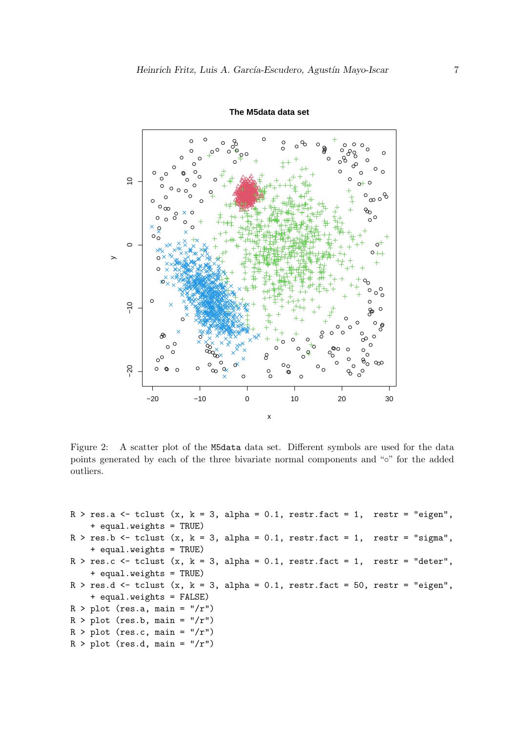Figure 2: A scatter plot of the M5data data set. Different symbols are used for the data points generated by each of the three bivariate normal components and "∘" for the added outliers.

```
R > res.a <- tclust (x, k = 3, alpha = 0.1, restr.fact = 1,  restr = "eigen",
    + equal.weights = TRUE)
R > res.b <- tclust (x, k = 3, alpha = 0.1, restr.fact = 1,  restr = "sigma",
    + equal.weights = TRUE)
R > res.c <- tclust (x, k = 3, alpha = 0.1, restr.fact = 1,  restr = "deter",
    + equal.weights = TRUE)
R > res.d <- tclust (x, k = 3, alpha = 0.1, restr.fact = 50, restr = "eigen",
    + equal.weights = FALSE)
R > plot (res.a, main = "/r")
R > plot (res.b, main = "/r")
R > plot (res.c, main = "/r")
R > plot (res.d, main = "/r")
```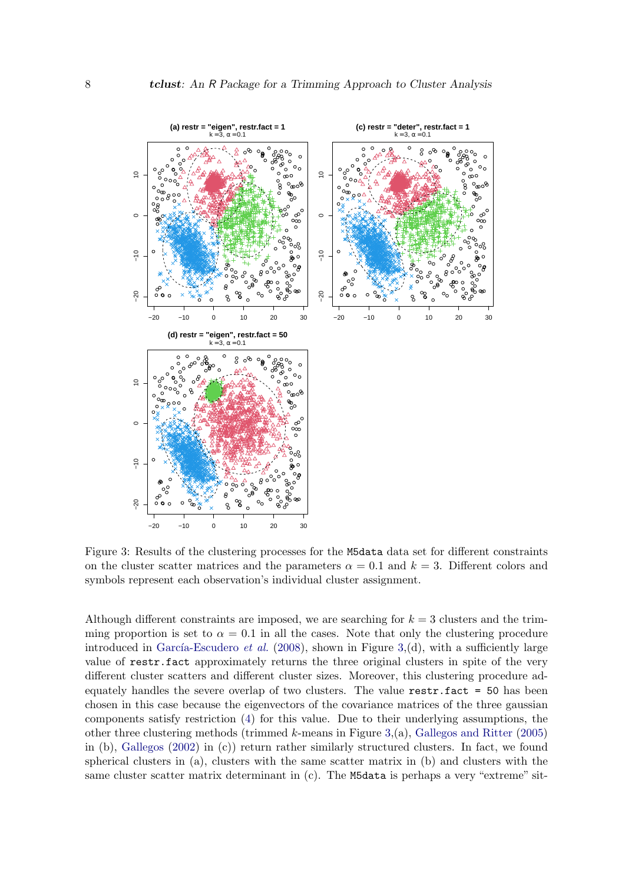Figure 3: Results of the clustering processes for the M5data data set for different constraints on the cluster scatter matrices and the parameters $\alpha = 0.1$ and $k = 3$. Different colors and symbols represent each observation's individual cluster assignment.

Although different constraints are imposed, we are searching for $k = 3$ clusters and the trimming proportion is set to $\alpha = 0.1$ in all the cases. Note that only the clustering procedure introduced in García-Escudero *et al.* (2008), shown in Figure 3,(d), with a sufficiently large value of `restr.fact` approximately returns the three original clusters in spite of the very different cluster scatters and different cluster sizes. Moreover, this clustering procedure adequately handles the severe overlap of two clusters. The value `restr.fact = 50` has been chosen in this case because the eigenvectors of the covariance matrices of the three gaussian components satisfy restriction (4) for this value. Due to their underlying assumptions, the other three clustering methods (trimmed $k$-means in Figure 3,(a), Gallegos and Ritter (2005) in (b), Gallegos (2002) in (c)) return rather similarly structured clusters. In fact, we found spherical clusters in (a), clusters with the same scatter matrix in (b) and clusters with the same cluster scatter matrix determinant in (c). The M5data is perhaps a very "extreme" sit-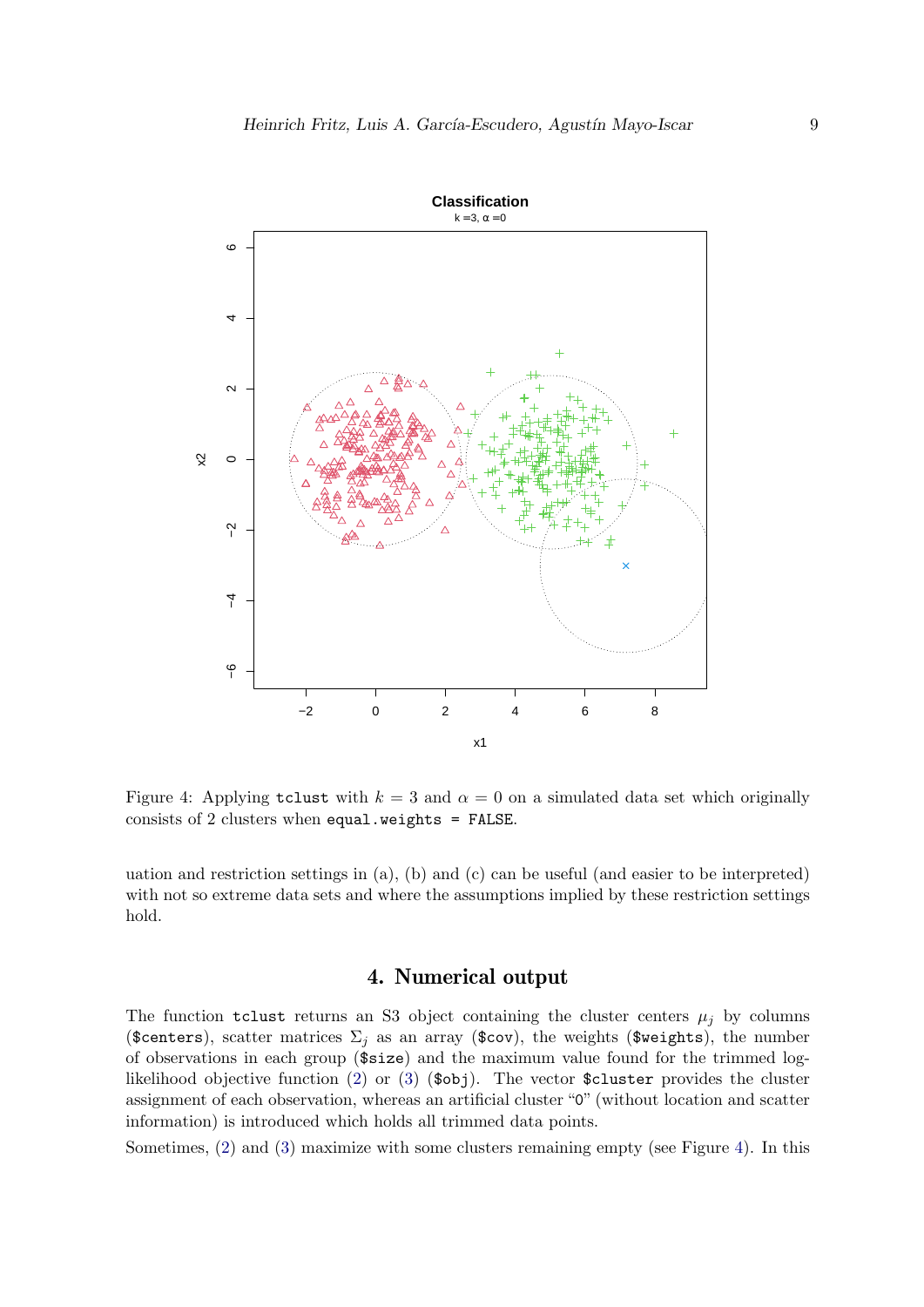Figure 4: Applying tclust with $k = 3$ and $\alpha = 0$ on a simulated data set which originally consists of 2 clusters when `equal.weights = FALSE`.

uation and restriction settings in (a), (b) and (c) can be useful (and easier to be interpreted) with not so extreme data sets and where the assumptions implied by these restriction settings hold.

## 4. Numerical output

The function `tclust` returns an S3 object containing the cluster centers $\mu_j$ by columns (`$centers`), scatter matrices $\Sigma_j$ as an array (`$cov`), the weights (`$weights`), the number of observations in each group (`$size`) and the maximum value found for the trimmed log-likelihood objective function (2) or (3) (`$obj`). The vector `$cluster` provides the cluster assignment of each observation, whereas an artificial cluster "0" (without location and scatter information) is introduced which holds all trimmed data points.

Sometimes, (2) and (3) maximize with some clusters remaining empty (see Figure 4). In this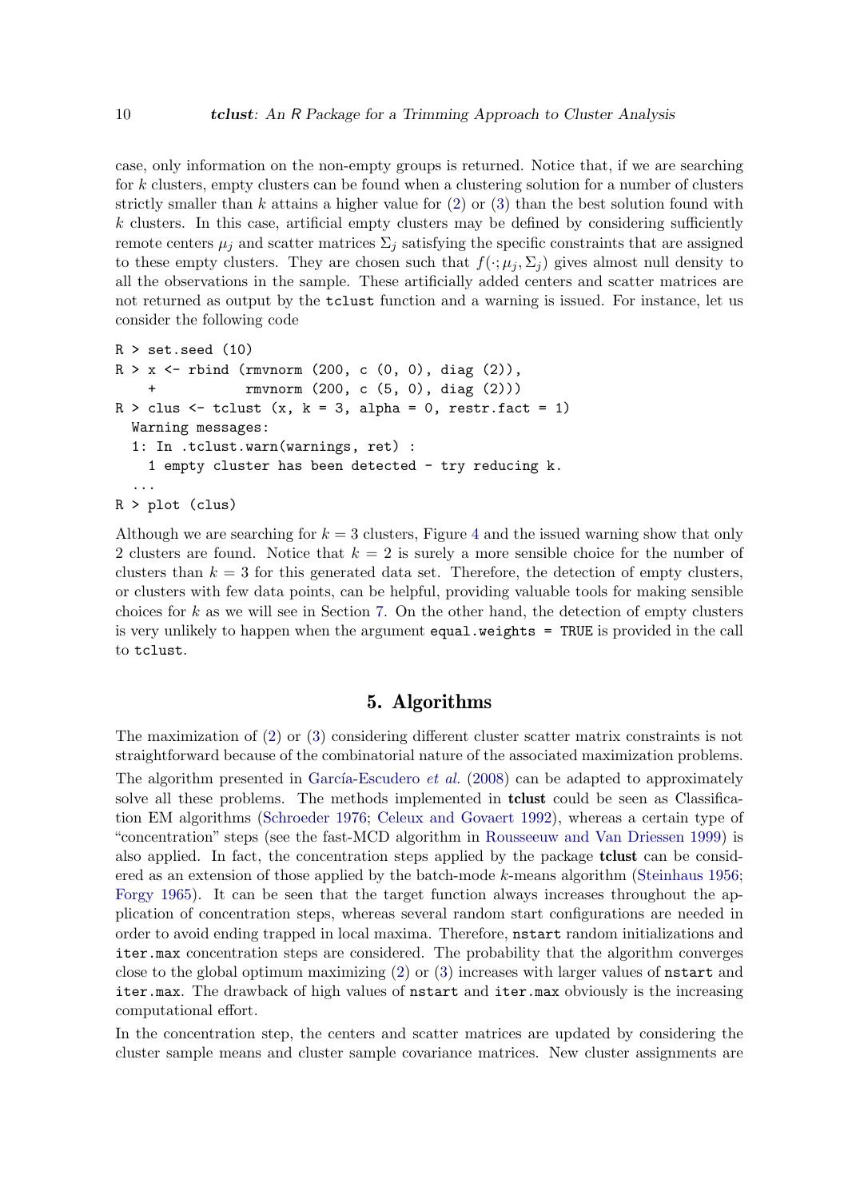case, only information on the non-empty groups is returned. Notice that, if we are searching for $k$ clusters, empty clusters can be found when a clustering solution for a number of clusters strictly smaller than $k$ attains a higher value for (2) or (3) than the best solution found with $k$ clusters. In this case, artificial empty clusters may be defined by considering sufficiently remote centers $\mu_j$ and scatter matrices $\Sigma_j$ satisfying the specific constraints that are assigned to these empty clusters. They are chosen such that $f(\cdot; \mu_j, \Sigma_j)$ gives almost null density to all the observations in the sample. These artificially added centers and scatter matrices are not returned as output by the `tclust` function and a warning is issued. For instance, let us consider the following code

```
R > set.seed (10)
R > x <- rbind (rmvnorm (200, c (0, 0), diag (2)),
  +            rmvnorm (200, c (5, 0), diag (2)))
R > clus <- tclust (x, k = 3, alpha = 0, restr.fact = 1)
  Warning messages:
  1: In .tclust.warn(warnings, ret) :
    1 empty cluster has been detected - try reducing k.
  ...
R > plot (clus)
```

Although we are searching for $k = 3$ clusters, Figure 4 and the issued warning show that only 2 clusters are found. Notice that $k = 2$ is surely a more sensible choice for the number of clusters than $k = 3$ for this generated data set. Therefore, the detection of empty clusters, or clusters with few data points, can be helpful, providing valuable tools for making sensible choices for $k$ as we will see in Section 7. On the other hand, the detection of empty clusters is very unlikely to happen when the argument `equal.weights = TRUE` is provided in the call to `tclust`.

# 5. Algorithms

The maximization of (2) or (3) considering different cluster scatter matrix constraints is not straightforward because of the combinatorial nature of the associated maximization problems. The algorithm presented in García-Escudero *et al.* (2008) can be adapted to approximately solve all these problems. The methods implemented in **tclust** could be seen as Classification EM algorithms (Schroeder 1976; Celeux and Govaert 1992), whereas a certain type of "concentration" steps (see the fast-MCD algorithm in Rousseeuw and Van Driessen 1999) is also applied. In fact, the concentration steps applied by the package **tclust** can be considered as an extension of those applied by the batch-mode $k$-means algorithm (Steinhaus 1956; Forgy 1965). It can be seen that the target function always increases throughout the application of concentration steps, whereas several random start configurations are needed in order to avoid ending trapped in local maxima. Therefore, `nstart` random initializations and `iter.max` concentration steps are considered. The probability that the algorithm converges close to the global optimum maximizing (2) or (3) increases with larger values of `nstart` and `iter.max`. The drawback of high values of `nstart` and `iter.max` obviously is the increasing computational effort.

In the concentration step, the centers and scatter matrices are updated by considering the cluster sample means and cluster sample covariance matrices. New cluster assignments are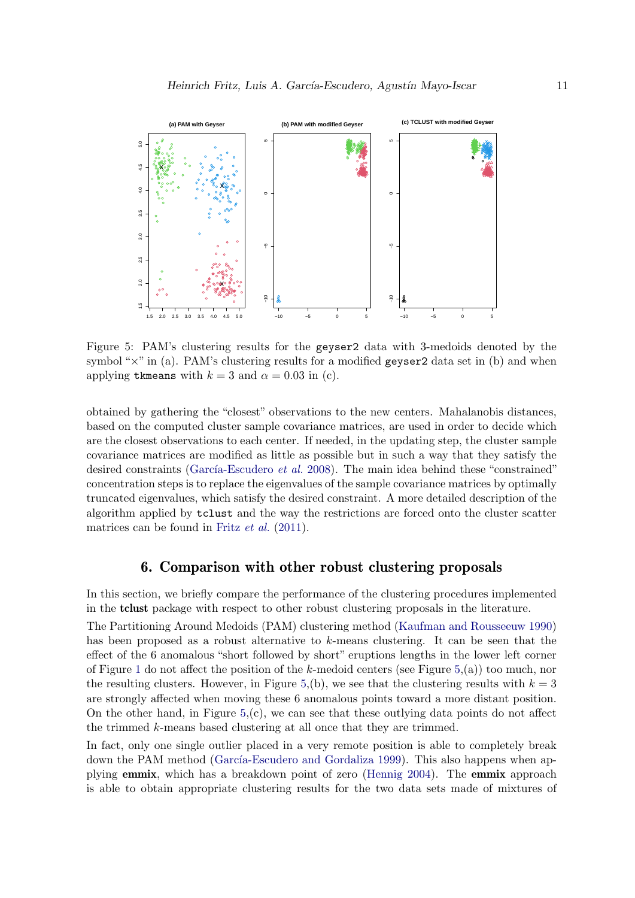Figure 5: PAM's clustering results for the `geyser2` data with 3-medoids denoted by the symbol "×" in (a). PAM's clustering results for a modified `geyser2` data set in (b) and when applying `tkmeans` with $k = 3$ and $\alpha = 0.03$ in (c).

obtained by gathering the "closest" observations to the new centers. Mahalanobis distances, based on the computed cluster sample covariance matrices, are used in order to decide which are the closest observations to each center. If needed, in the updating step, the cluster sample covariance matrices are modified as little as possible but in such a way that they satisfy the desired constraints (García-Escudero *et al.* 2008). The main idea behind these "constrained" concentration steps is to replace the eigenvalues of the sample covariance matrices by optimally truncated eigenvalues, which satisfy the desired constraint. A more detailed description of the algorithm applied by `tclust` and the way the restrictions are forced onto the cluster scatter matrices can be found in Fritz *et al.* (2011).

## 6. Comparison with other robust clustering proposals

In this section, we briefly compare the performance of the clustering procedures implemented in the **tclust** package with respect to other robust clustering proposals in the literature.

The Partitioning Around Medoids (PAM) clustering method (Kaufman and Rousseeuw 1990) has been proposed as a robust alternative to $k$-means clustering. It can be seen that the effect of the 6 anomalous "short followed by short" eruptions lengths in the lower left corner of Figure 1 do not affect the position of the $k$-medoid centers (see Figure 5,(a)) too much, nor the resulting clusters. However, in Figure 5,(b), we see that the clustering results with $k = 3$ are strongly affected when moving these 6 anomalous points toward a more distant position. On the other hand, in Figure 5,(c), we can see that these outlying data points do not affect the trimmed $k$-means based clustering at all once that they are trimmed.

In fact, only one single outlier placed in a very remote position is able to completely break down the PAM method (García-Escudero and Gordaliza 1999). This also happens when applying **emmix**, which has a breakdown point of zero (Hennig 2004). The **emmix** approach is able to obtain appropriate clustering results for the two data sets made of mixtures of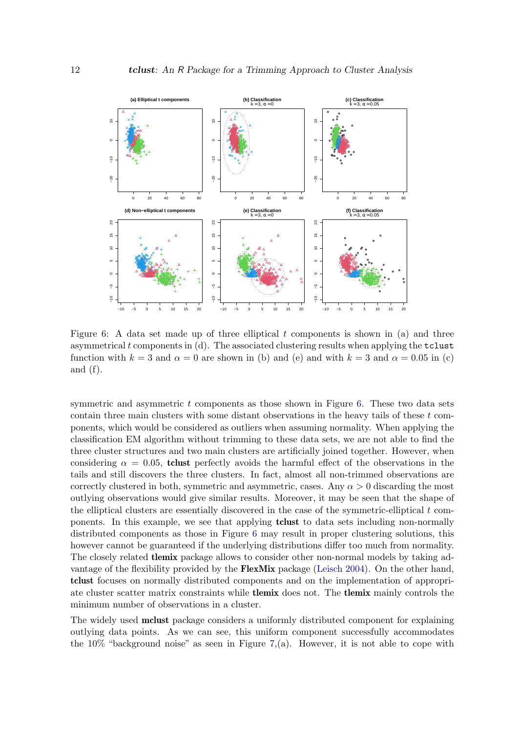Figure 6: A data set made up of three elliptical $t$ components is shown in (a) and three asymmetrical $t$ components in (d). The associated clustering results when applying the `tclust` function with $k = 3$ and $\alpha = 0$ are shown in (b) and (e) and with $k = 3$ and $\alpha = 0.05$ in (c) and (f).

symmetric and asymmetric $t$ components as those shown in Figure 6. These two data sets contain three main clusters with some distant observations in the heavy tails of these $t$ components, which would be considered as outliers when assuming normality. When applying the classification EM algorithm without trimming to these data sets, we are not able to find the three cluster structures and two main clusters are artificially joined together. However, when considering $\alpha = 0.05$, **tclust** perfectly avoids the harmful effect of the observations in the tails and still discovers the three clusters. In fact, almost all non-trimmed observations are correctly clustered in both, symmetric and asymmetric, cases. Any $\alpha > 0$ discarding the most outlying observations would give similar results. Moreover, it may be seen that the shape of the elliptical clusters are essentially discovered in the case of the symmetric-elliptical $t$ components. In this example, we see that applying **tclust** to data sets including non-normally distributed components as those in Figure 6 may result in proper clustering solutions, this however cannot be guaranteed if the underlying distributions differ too much from normality. The closely related **tlemix** package allows to consider other non-normal models by taking advantage of the flexibility provided by the **FlexMix** package (Leisch 2004). On the other hand, **tclust** focuses on normally distributed components and on the implementation of appropriate cluster scatter matrix constraints while **tlemix** does not. The **tlemix** mainly controls the minimum number of observations in a cluster.

The widely used **mclust** package considers a uniformly distributed component for explaining outlying data points. As we can see, this uniform component successfully accommodates the 10% "background noise" as seen in Figure 7,(a). However, it is not able to cope with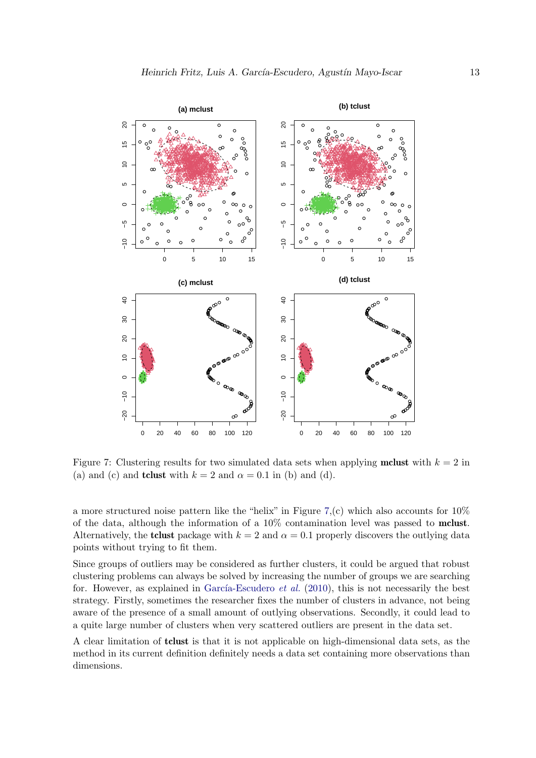Figure 7: Clustering results for two simulated data sets when applying **mclust** with $k = 2$ in (a) and (c) and **tclust** with $k = 2$ and $\alpha = 0.1$ in (b) and (d).

a more structured noise pattern like the "helix" in Figure 7,(c) which also accounts for 10% of the data, although the information of a 10% contamination level was passed to **mclust**. Alternatively, the **tclust** package with $k = 2$ and $\alpha = 0.1$ properly discovers the outlying data points without trying to fit them.

Since groups of outliers may be considered as further clusters, it could be argued that robust clustering problems can always be solved by increasing the number of groups we are searching for. However, as explained in García-Escudero *et al.* (2010), this is not necessarily the best strategy. Firstly, sometimes the researcher fixes the number of clusters in advance, not being aware of the presence of a small amount of outlying observations. Secondly, it could lead to a quite large number of clusters when very scattered outliers are present in the data set.

A clear limitation of **tclust** is that it is not applicable on high-dimensional data sets, as the method in its current definition definitely needs a data set containing more observations than dimensions.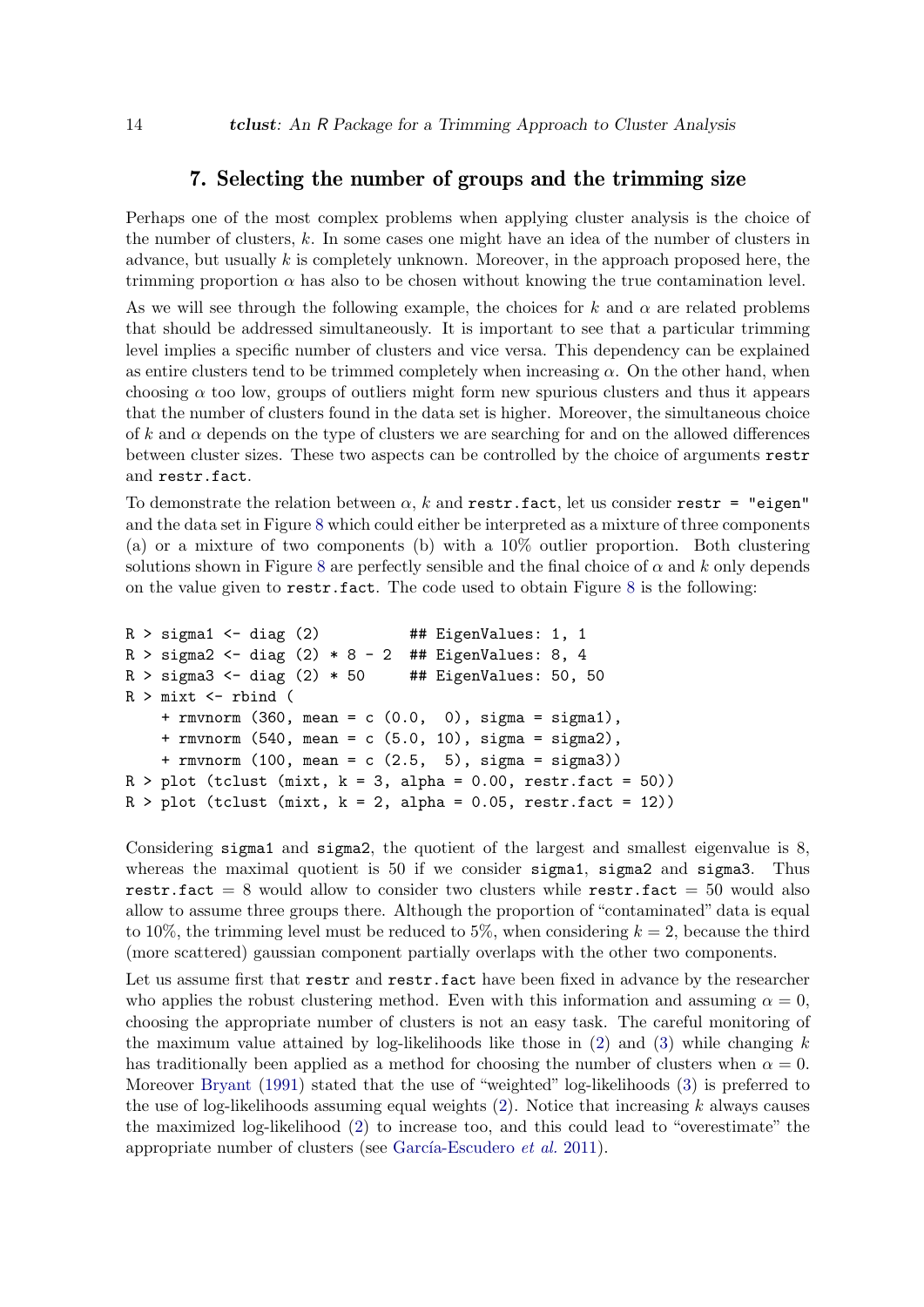## 7. Selecting the number of groups and the trimming size

Perhaps one of the most complex problems when applying cluster analysis is the choice of the number of clusters, $k$. In some cases one might have an idea of the number of clusters in advance, but usually $k$ is completely unknown. Moreover, in the approach proposed here, the trimming proportion $\alpha$ has also to be chosen without knowing the true contamination level.

As we will see through the following example, the choices for $k$ and $\alpha$ are related problems that should be addressed simultaneously. It is important to see that a particular trimming level implies a specific number of clusters and vice versa. This dependency can be explained as entire clusters tend to be trimmed completely when increasing $\alpha$. On the other hand, when choosing $\alpha$ too low, groups of outliers might form new spurious clusters and thus it appears that the number of clusters found in the data set is higher. Moreover, the simultaneous choice of $k$ and $\alpha$ depends on the type of clusters we are searching for and on the allowed differences between cluster sizes. These two aspects can be controlled by the choice of arguments `restr` and `restr.fact`.

To demonstrate the relation between $\alpha$, $k$ and `restr.fact`, let us consider `restr = "eigen"` and the data set in Figure 8 which could either be interpreted as a mixture of three components (a) or a mixture of two components (b) with a 10% outlier proportion. Both clustering solutions shown in Figure 8 are perfectly sensible and the final choice of $\alpha$ and $k$ only depends on the value given to `restr.fact`. The code used to obtain Figure 8 is the following:

```
R > sigma1 <- diag (2)          ## EigenValues: 1, 1
R > sigma2 <- diag (2) * 8 - 2  ## EigenValues: 8, 4
R > sigma3 <- diag (2) * 50     ## EigenValues: 50, 50
R > mixt <- rbind (
    + rmvnorm (360, mean = c (0.0,  0), sigma = sigma1),
    + rmvnorm (540, mean = c (5.0, 10), sigma = sigma2),
    + rmvnorm (100, mean = c (2.5,  5), sigma = sigma3))
R > plot (tclust (mixt, k = 3, alpha = 0.00, restr.fact = 50))
R > plot (tclust (mixt, k = 2, alpha = 0.05, restr.fact = 12))
```

Considering `sigma1` and `sigma2`, the quotient of the largest and smallest eigenvalue is 8, whereas the maximal quotient is 50 if we consider `sigma1`, `sigma2` and `sigma3`. Thus `restr.fact` = 8 would allow to consider two clusters while `restr.fact` = 50 would also allow to assume three groups there. Although the proportion of "contaminated" data is equal to 10%, the trimming level must be reduced to 5%, when considering $k = 2$, because the third (more scattered) gaussian component partially overlaps with the other two components.

Let us assume first that `restr` and `restr.fact` have been fixed in advance by the researcher who applies the robust clustering method. Even with this information and assuming $\alpha = 0$, choosing the appropriate number of clusters is not an easy task. The careful monitoring of the maximum value attained by log-likelihoods like those in (2) and (3) while changing $k$ has traditionally been applied as a method for choosing the number of clusters when $\alpha = 0$. Moreover Bryant (1991) stated that the use of "weighted" log-likelihoods (3) is preferred to the use of log-likelihoods assuming equal weights (2). Notice that increasing $k$ always causes the maximized log-likelihood (2) to increase too, and this could lead to "overestimate" the appropriate number of clusters (see García-Escudero *et al.* 2011).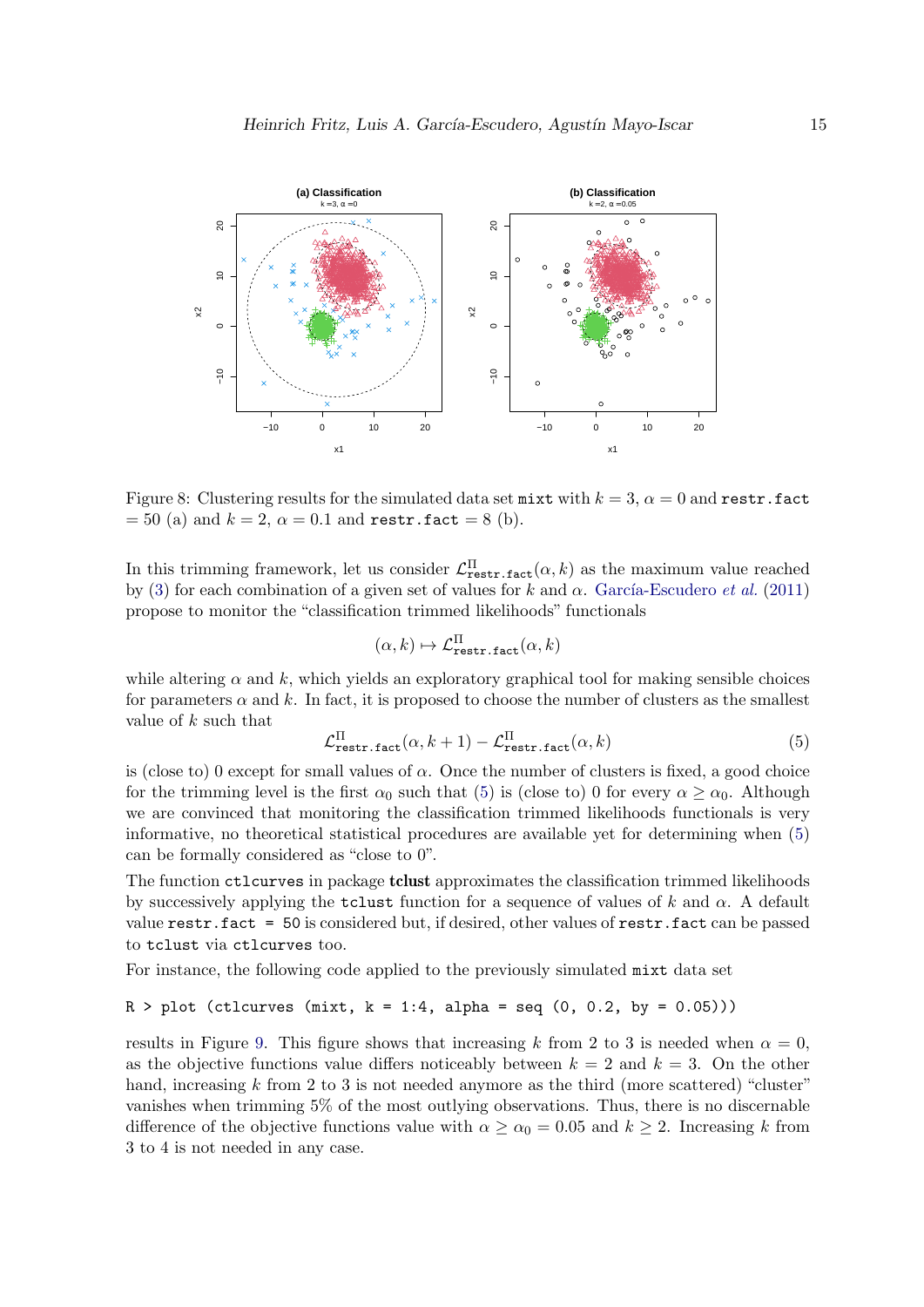Figure 8: Clustering results for the simulated data set `mixt` with $k = 3$, $\alpha = 0$ and `restr.fact` $= 50$ (a) and $k = 2$, $\alpha = 0.1$ and `restr.fact` $= 8$ (b).

In this trimming framework, let us consider $\mathcal{L}^{\Pi}_{\texttt{restr.fact}}(\alpha, k)$ as the maximum value reached by (3) for each combination of a given set of values for $k$ and $\alpha$. García-Escudero *et al.* (2011) propose to monitor the "classification trimmed likelihoods" functionals

$$(\alpha, k) \mapsto \mathcal{L}^{\Pi}_{\texttt{restr.fact}}(\alpha, k)$$

while altering $\alpha$ and $k$, which yields an exploratory graphical tool for making sensible choices for parameters $\alpha$ and $k$. In fact, it is proposed to choose the number of clusters as the smallest value of $k$ such that

$$\mathcal{L}^{\Pi}_{\texttt{restr.fact}}(\alpha, k+1) - \mathcal{L}^{\Pi}_{\texttt{restr.fact}}(\alpha, k) \tag{5}$$

is (close to) 0 except for small values of $\alpha$. Once the number of clusters is fixed, a good choice for the trimming level is the first $\alpha_0$ such that (5) is (close to) 0 for every $\alpha \geq \alpha_0$. Although we are convinced that monitoring the classification trimmed likelihoods functionals is very informative, no theoretical statistical procedures are available yet for determining when (5) can be formally considered as "close to 0".

The function `ctlcurves` in package **tclust** approximates the classification trimmed likelihoods by successively applying the `tclust` function for a sequence of values of $k$ and $\alpha$. A default value `restr.fact = 50` is considered but, if desired, other values of `restr.fact` can be passed to `tclust` via `ctlcurves` too.

For instance, the following code applied to the previously simulated `mixt` data set

```
R > plot (ctlcurves (mixt, k = 1:4, alpha = seq (0, 0.2, by = 0.05)))
```

results in Figure 9. This figure shows that increasing $k$ from 2 to 3 is needed when $\alpha = 0$, as the objective functions value differs noticeably between $k = 2$ and $k = 3$. On the other hand, increasing $k$ from 2 to 3 is not needed anymore as the third (more scattered) "cluster" vanishes when trimming 5% of the most outlying observations. Thus, there is no discernable difference of the objective functions value with $\alpha \geq \alpha_0 = 0.05$ and $k \geq 2$. Increasing $k$ from 3 to 4 is not needed in any case.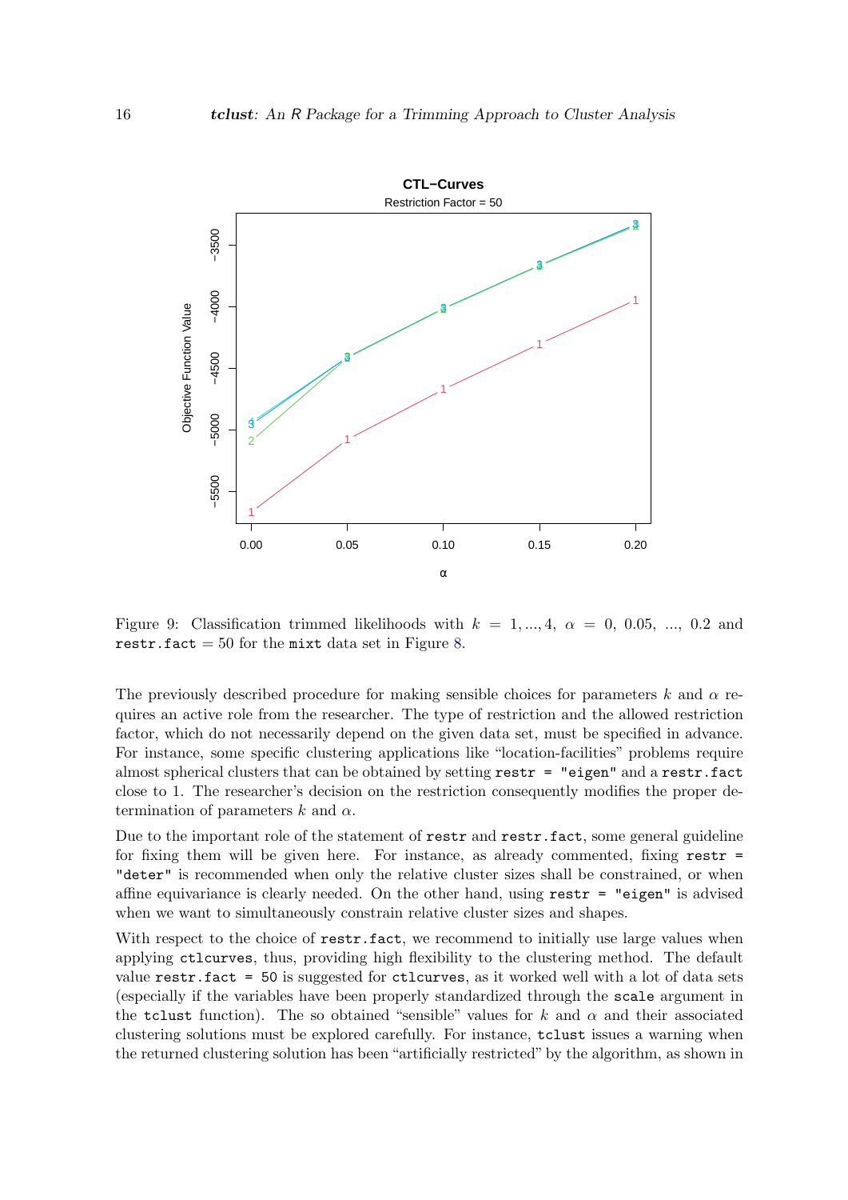Figure 9: Classification trimmed likelihoods with $k = 1, ..., 4$, $\alpha = 0, 0.05, ..., 0.2$ and `restr.fact` $= 50$ for the `mixt` data set in Figure 8.

The previously described procedure for making sensible choices for parameters $k$ and $\alpha$ requires an active role from the researcher. The type of restriction and the allowed restriction factor, which do not necessarily depend on the given data set, must be specified in advance. For instance, some specific clustering applications like "location-facilities" problems require almost spherical clusters that can be obtained by setting `restr = "eigen"` and a `restr.fact` close to 1. The researcher's decision on the restriction consequently modifies the proper determination of parameters $k$ and $\alpha$.

Due to the important role of the statement of `restr` and `restr.fact`, some general guideline for fixing them will be given here. For instance, as already commented, fixing `restr = "deter"` is recommended when only the relative cluster sizes shall be constrained, or when affine equivariance is clearly needed. On the other hand, using `restr = "eigen"` is advised when we want to simultaneously constrain relative cluster sizes and shapes.

With respect to the choice of `restr.fact`, we recommend to initially use large values when applying `ctlcurves`, thus, providing high flexibility to the clustering method. The default value `restr.fact = 50` is suggested for `ctlcurves`, as it worked well with a lot of data sets (especially if the variables have been properly standardized through the `scale` argument in the `tclust` function). The so obtained "sensible" values for $k$ and $\alpha$ and their associated clustering solutions must be explored carefully. For instance, `tclust` issues a warning when the returned clustering solution has been "artificially restricted" by the algorithm, as shown in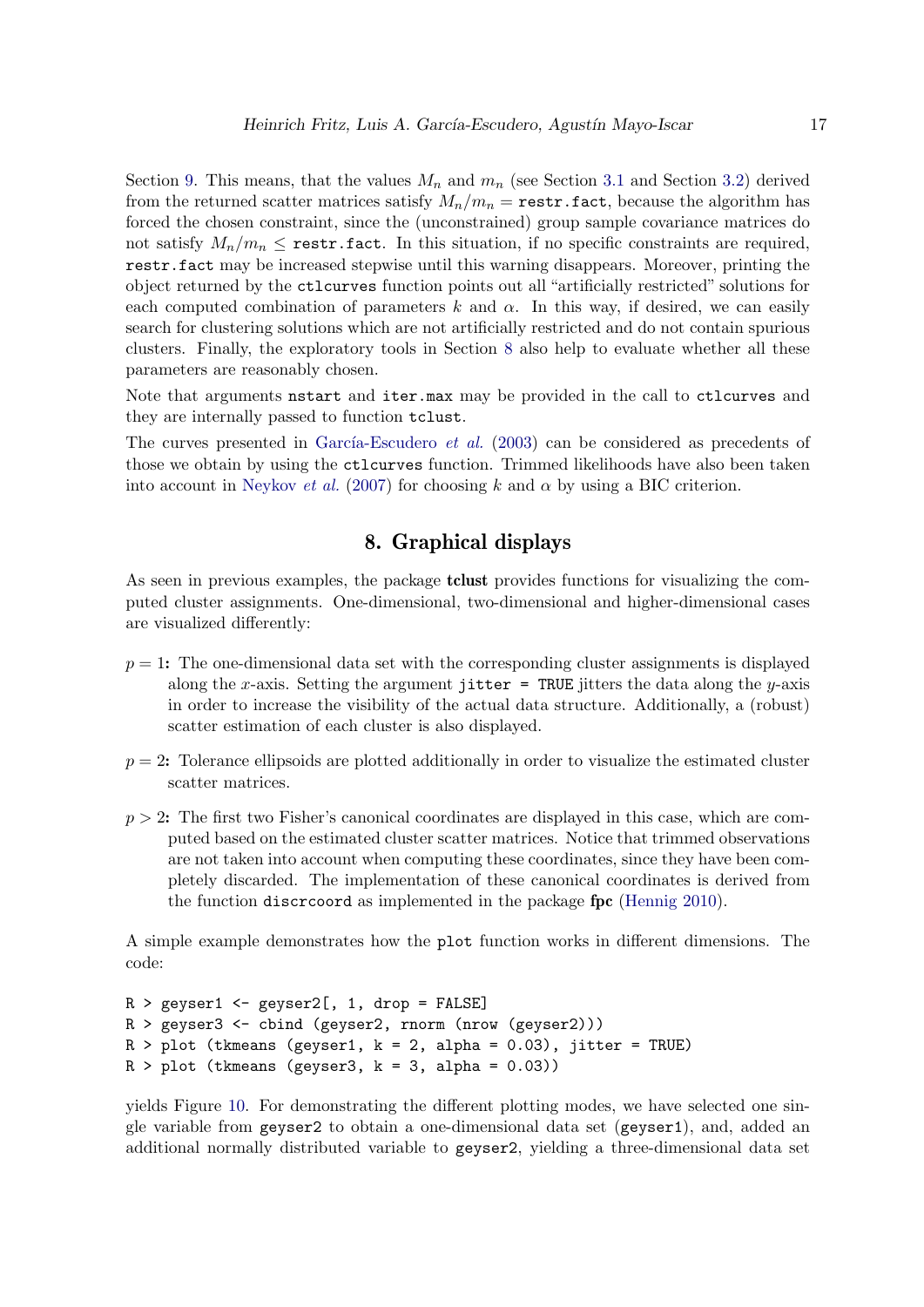Section 9. This means, that the values $M_n$ and $m_n$ (see Section 3.1 and Section 3.2) derived from the returned scatter matrices satisfy $M_n/m_n =$ `restr.fact`, because the algorithm has forced the chosen constraint, since the (unconstrained) group sample covariance matrices do not satisfy $M_n/m_n \leq$ `restr.fact`. In this situation, if no specific constraints are required, `restr.fact` may be increased stepwise until this warning disappears. Moreover, printing the object returned by the `ctlcurves` function points out all "artificially restricted" solutions for each computed combination of parameters $k$ and $\alpha$. In this way, if desired, we can easily search for clustering solutions which are not artificially restricted and do not contain spurious clusters. Finally, the exploratory tools in Section 8 also help to evaluate whether all these parameters are reasonably chosen.

Note that arguments `nstart` and `iter.max` may be provided in the call to `ctlcurves` and they are internally passed to function `tclust`.

The curves presented in García-Escudero *et al.* (2003) can be considered as precedents of those we obtain by using the `ctlcurves` function. Trimmed likelihoods have also been taken into account in Neykov *et al.* (2007) for choosing $k$ and $\alpha$ by using a BIC criterion.

## 8. Graphical displays

As seen in previous examples, the package **tclust** provides functions for visualizing the computed cluster assignments. One-dimensional, two-dimensional and higher-dimensional cases are visualized differently:

- $p = 1$**:** The one-dimensional data set with the corresponding cluster assignments is displayed along the $x$-axis. Setting the argument `jitter = TRUE` jitters the data along the $y$-axis in order to increase the visibility of the actual data structure. Additionally, a (robust) scatter estimation of each cluster is also displayed.
- $p = 2$**:** Tolerance ellipsoids are plotted additionally in order to visualize the estimated cluster scatter matrices.
- $p > 2$**:** The first two Fisher's canonical coordinates are displayed in this case, which are computed based on the estimated cluster scatter matrices. Notice that trimmed observations are not taken into account when computing these coordinates, since they have been completely discarded. The implementation of these canonical coordinates is derived from the function `discrcoord` as implemented in the package **fpc** (Hennig 2010).

A simple example demonstrates how the `plot` function works in different dimensions. The code:

```
R > geyser1 <- geyser2[, 1, drop = FALSE]
R > geyser3 <- cbind (geyser2, rnorm (nrow (geyser2)))
R > plot (tkmeans (geyser1, k = 2, alpha = 0.03), jitter = TRUE)
R > plot (tkmeans (geyser3, k = 3, alpha = 0.03))
```

yields Figure 10. For demonstrating the different plotting modes, we have selected one single variable from `geyser2` to obtain a one-dimensional data set (`geyser1`), and, added an additional normally distributed variable to `geyser2`, yielding a three-dimensional data set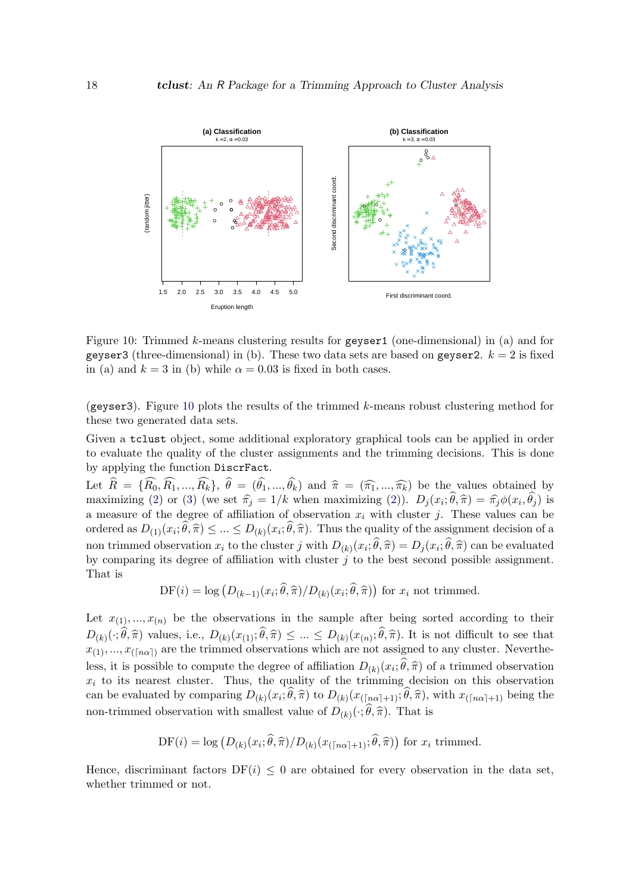Figure 10: Trimmed $k$-means clustering results for `geyser1` (one-dimensional) in (a) and for `geyser3` (three-dimensional) in (b). These two data sets are based on `geyser2`. $k = 2$ is fixed in (a) and $k = 3$ in (b) while $\alpha = 0.03$ is fixed in both cases.

(`geyser3`). Figure 10 plots the results of the trimmed $k$-means robust clustering method for these two generated data sets.

Given a `tclust` object, some additional exploratory graphical tools can be applied in order to evaluate the quality of the cluster assignments and the trimming decisions. This is done by applying the function `DiscrFact`.

Let $\widehat{R} = \{\widehat{R}_0, \widehat{R}_1, ..., \widehat{R}_k\}$, $\widehat{\theta} = (\widehat{\theta}_1, ..., \widehat{\theta}_k)$ and $\widehat{\pi} = (\widehat{\pi}_1, ..., \widehat{\pi}_k)$ be the values obtained by maximizing (2) or (3) (we set $\widehat{\pi}_j = 1/k$ when maximizing (2)). $D_j(x_i; \widehat{\theta}, \widehat{\pi}) = \widehat{\pi}_j \phi(x_i, \widehat{\theta}_j)$ is a measure of the degree of affiliation of observation $x_i$ with cluster $j$. These values can be ordered as $D_{(1)}(x_i; \widehat{\theta}, \widehat{\pi}) \leq ... \leq D_{(k)}(x_i; \widehat{\theta}, \widehat{\pi})$. Thus the quality of the assignment decision of a non trimmed observation $x_i$ to the cluster $j$ with $D_{(k)}(x_i; \widehat{\theta}, \widehat{\pi}) = D_j(x_i; \widehat{\theta}, \widehat{\pi})$ can be evaluated by comparing its degree of affiliation with cluster $j$ to the best second possible assignment. That is

$$\mathrm{DF}(i) = \log\left(D_{(k-1)}(x_i; \widehat{\theta}, \widehat{\pi}) / D_{(k)}(x_i; \widehat{\theta}, \widehat{\pi})\right) \text{ for } x_i \text{ not trimmed.}$$

Let $x_{(1)}, ..., x_{(n)}$ be the observations in the sample after being sorted according to their $D_{(k)}(\cdot; \widehat{\theta}, \widehat{\pi})$ values, i.e., $D_{(k)}(x_{(1)}; \widehat{\theta}, \widehat{\pi}) \leq ... \leq D_{(k)}(x_{(n)}; \widehat{\theta}, \widehat{\pi})$. It is not difficult to see that $x_{(1)}, ..., x_{(\lceil n\alpha \rceil)}$ are the trimmed observations which are not assigned to any cluster. Nevertheless, it is possible to compute the degree of affiliation $D_{(k)}(x_i; \widehat{\theta}, \widehat{\pi})$ of a trimmed observation $x_i$ to its nearest cluster. Thus, the quality of the trimming decision on this observation can be evaluated by comparing $D_{(k)}(x_i; \widehat{\theta}, \widehat{\pi})$ to $D_{(k)}(x_{(\lceil n\alpha \rceil + 1)}; \widehat{\theta}, \widehat{\pi})$, with $x_{(\lceil n\alpha \rceil + 1)}$ being the non-trimmed observation with smallest value of $D_{(k)}(\cdot; \widehat{\theta}, \widehat{\pi})$. That is

$$\mathrm{DF}(i) = \log\left(D_{(k)}(x_i; \widehat{\theta}, \widehat{\pi}) / D_{(k)}(x_{(\lceil n\alpha \rceil + 1)}; \widehat{\theta}, \widehat{\pi})\right) \text{ for } x_i \text{ trimmed.}$$

Hence, discriminant factors $\mathrm{DF}(i) \leq 0$ are obtained for every observation in the data set, whether trimmed or not.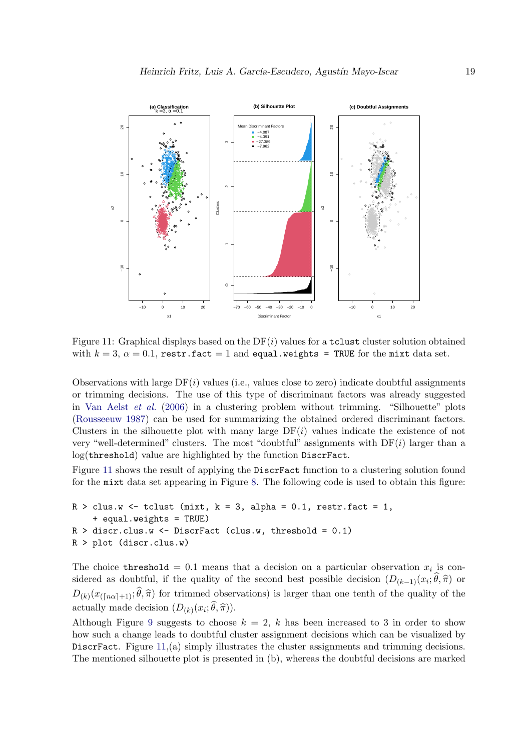Figure 11: Graphical displays based on the DF($i$) values for a `tclust` cluster solution obtained with $k = 3$, $\alpha = 0.1$, `restr.fact` $= 1$ and `equal.weights = TRUE` for the `mixt` data set.

Observations with large DF($i$) values (i.e., values close to zero) indicate doubtful assignments or trimming decisions. The use of this type of discriminant factors was already suggested in Van Aelst *et al.* (2006) in a clustering problem without trimming. "Silhouette" plots (Rousseeuw 1987) can be used for summarizing the obtained ordered discriminant factors. Clusters in the silhouette plot with many large DF($i$) values indicate the existence of not very "well-determined" clusters. The most "doubtful" assignments with DF($i$) larger than a log(`threshold`) value are highlighted by the function `DiscrFact`.

Figure 11 shows the result of applying the `DiscrFact` function to a clustering solution found for the `mixt` data set appearing in Figure 8. The following code is used to obtain this figure:

```
R > clus.w <- tclust (mixt, k = 3, alpha = 0.1, restr.fact = 1,
    + equal.weights = TRUE)
R > discr.clus.w <- DiscrFact (clus.w, threshold = 0.1)
R > plot (discr.clus.w)
```

The choice `threshold` $= 0.1$ means that a decision on a particular observation $x_i$ is considered as doubtful, if the quality of the second best possible decision ($D_{(k-1)}(x_i; \widehat{\theta}, \widehat{\pi})$ or $D_{(k)}(x_{(\lceil n\alpha \rceil+1)}; \widehat{\theta}, \widehat{\pi})$ for trimmed observations) is larger than one tenth of the quality of the actually made decision ($D_{(k)}(x_i; \widehat{\theta}, \widehat{\pi})$).

Although Figure 9 suggests to choose $k = 2$, $k$ has been increased to 3 in order to show how such a change leads to doubtful cluster assignment decisions which can be visualized by `DiscrFact`. Figure 11,(a) simply illustrates the cluster assignments and trimming decisions. The mentioned silhouette plot is presented in (b), whereas the doubtful decisions are marked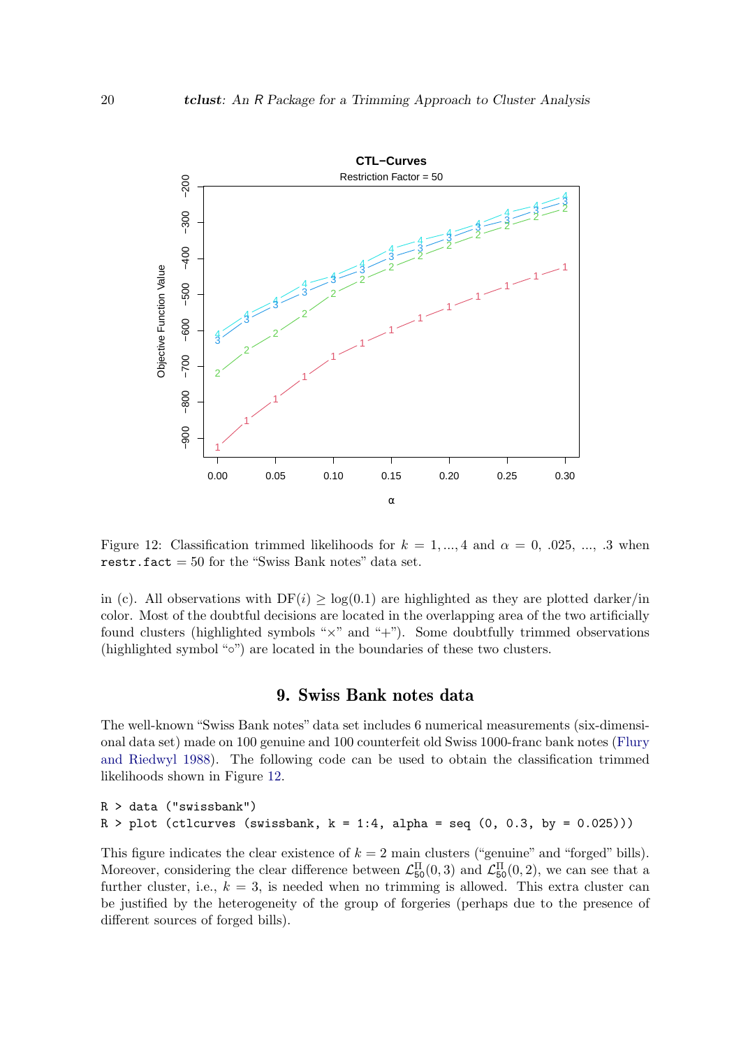Figure 12: Classification trimmed likelihoods for $k = 1, ..., 4$ and $\alpha = 0, .025, ..., .3$ when `restr.fact` $= 50$ for the "Swiss Bank notes" data set.

in (c). All observations with $\mathrm{DF}(i) \geq \log(0.1)$ are highlighted as they are plotted darker/in color. Most of the doubtful decisions are located in the overlapping area of the two artificially found clusters (highlighted symbols "×" and "+"). Some doubtfully trimmed observations (highlighted symbol "○") are located in the boundaries of these two clusters.

## 9. Swiss Bank notes data

The well-known "Swiss Bank notes" data set includes 6 numerical measurements (six-dimensional data set) made on 100 genuine and 100 counterfeit old Swiss 1000-franc bank notes (Flury and Riedwyl 1988). The following code can be used to obtain the classification trimmed likelihoods shown in Figure 12.

```
R > data ("swissbank")
R > plot (ctlcurves (swissbank, k = 1:4, alpha = seq (0, 0.3, by = 0.025)))
```

This figure indicates the clear existence of $k = 2$ main clusters ("genuine" and "forged" bills). Moreover, considering the clear difference between $\mathcal{L}^{\Pi}_{50}(0, 3)$ and $\mathcal{L}^{\Pi}_{50}(0, 2)$, we can see that a further cluster, i.e., $k = 3$, is needed when no trimming is allowed. This extra cluster can be justified by the heterogeneity of the group of forgeries (perhaps due to the presence of different sources of forged bills).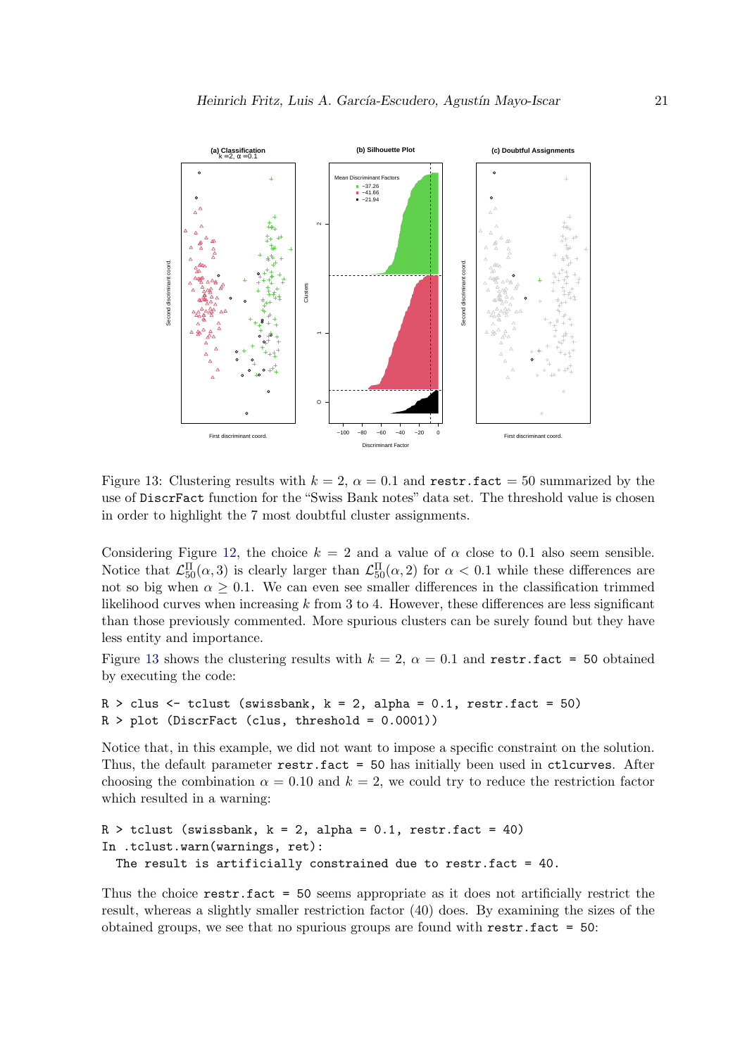Figure 13: Clustering results with $k = 2$, $\alpha = 0.1$ and `restr.fact` $= 50$ summarized by the use of `DiscrFact` function for the "Swiss Bank notes" data set. The threshold value is chosen in order to highlight the 7 most doubtful cluster assignments.

Considering Figure 12, the choice $k = 2$ and a value of $\alpha$ close to 0.1 also seem sensible. Notice that $\mathcal{L}^{\Pi}_{50}(\alpha, 3)$ is clearly larger than $\mathcal{L}^{\Pi}_{50}(\alpha, 2)$ for $\alpha < 0.1$ while these differences are not so big when $\alpha \geq 0.1$. We can even see smaller differences in the classification trimmed likelihood curves when increasing $k$ from 3 to 4. However, these differences are less significant than those previously commented. More spurious clusters can be surely found but they have less entity and importance.

Figure 13 shows the clustering results with $k = 2$, $\alpha = 0.1$ and `restr.fact = 50` obtained by executing the code:

```
R > clus <- tclust (swissbank, k = 2, alpha = 0.1, restr.fact = 50)
R > plot (DiscrFact (clus, threshold = 0.0001))
```

Notice that, in this example, we did not want to impose a specific constraint on the solution. Thus, the default parameter `restr.fact = 50` has initially been used in `ctlcurves`. After choosing the combination $\alpha = 0.10$ and $k = 2$, we could try to reduce the restriction factor which resulted in a warning:

```
R > tclust (swissbank, k = 2, alpha = 0.1, restr.fact = 40)
In .tclust.warn(warnings, ret):
  The result is artificially constrained due to restr.fact = 40.
```

Thus the choice `restr.fact = 50` seems appropriate as it does not artificially restrict the result, whereas a slightly smaller restriction factor (40) does. By examining the sizes of the obtained groups, we see that no spurious groups are found with `restr.fact = 50`: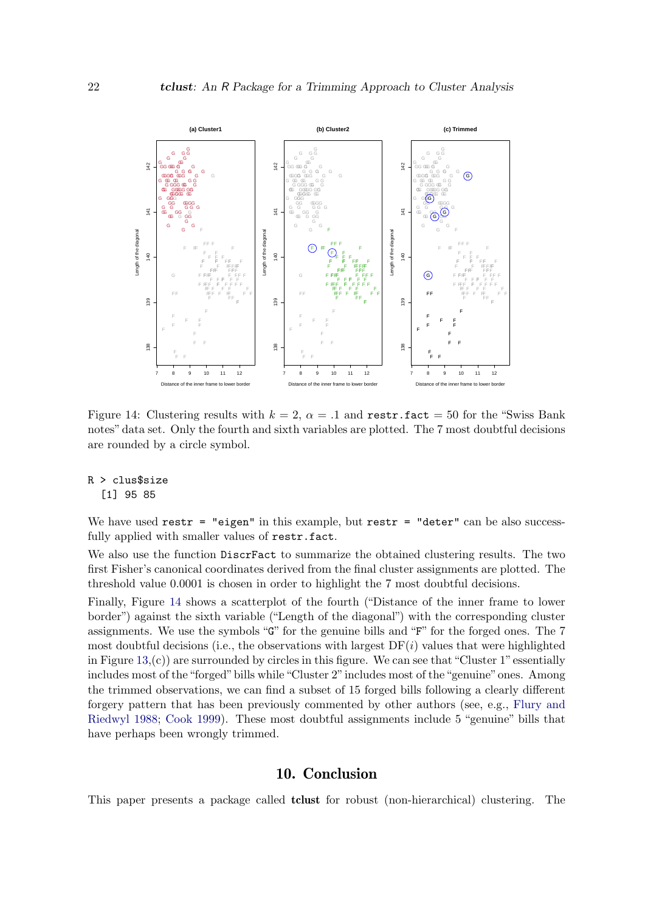Figure 14: Clustering results with $k = 2$, $\alpha = .1$ and `restr.fact` $= 50$ for the "Swiss Bank notes" data set. Only the fourth and sixth variables are plotted. The 7 most doubtful decisions are rounded by a circle symbol.

```
R > clus$size
  [1] 95 85
```

We have used `restr = "eigen"` in this example, but `restr = "deter"` can be also successfully applied with smaller values of `restr.fact`.

We also use the function `DiscrFact` to summarize the obtained clustering results. The two first Fisher's canonical coordinates derived from the final cluster assignments are plotted. The threshold value 0.0001 is chosen in order to highlight the 7 most doubtful decisions.

Finally, Figure 14 shows a scatterplot of the fourth ("Distance of the inner frame to lower border") against the sixth variable ("Length of the diagonal") with the corresponding cluster assignments. We use the symbols "`G`" for the genuine bills and "`F`" for the forged ones. The 7 most doubtful decisions (i.e., the observations with largest $\mathrm{DF}(i)$ values that were highlighted in Figure 13,(c)) are surrounded by circles in this figure. We can see that "Cluster 1" essentially includes most of the "forged" bills while "Cluster 2" includes most of the "genuine" ones. Among the trimmed observations, we can find a subset of 15 forged bills following a clearly different forgery pattern that has been previously commented by other authors (see, e.g., Flury and Riedwyl 1988; Cook 1999). These most doubtful assignments include 5 "genuine" bills that have perhaps been wrongly trimmed.

## 10. Conclusion

This paper presents a package called **tclust** for robust (non-hierarchical) clustering. The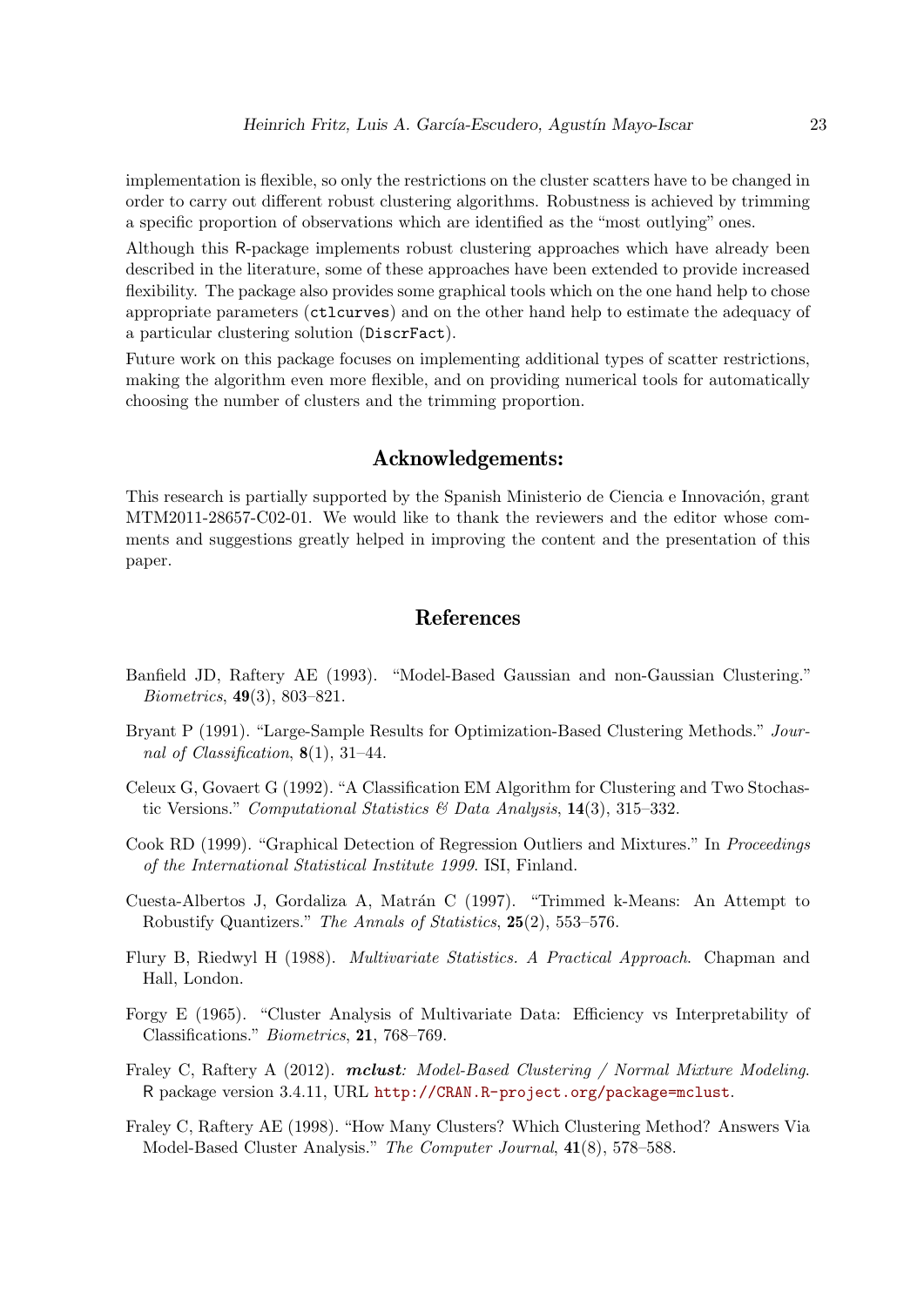implementation is flexible, so only the restrictions on the cluster scatters have to be changed in order to carry out different robust clustering algorithms. Robustness is achieved by trimming a specific proportion of observations which are identified as the "most outlying" ones.

Although this R-package implements robust clustering approaches which have already been described in the literature, some of these approaches have been extended to provide increased flexibility. The package also provides some graphical tools which on the one hand help to chose appropriate parameters (`ctlcurves`) and on the other hand help to estimate the adequacy of a particular clustering solution (`DiscrFact`).

Future work on this package focuses on implementing additional types of scatter restrictions, making the algorithm even more flexible, and on providing numerical tools for automatically choosing the number of clusters and the trimming proportion.

## Acknowledgements:

This research is partially supported by the Spanish Ministerio de Ciencia e Innovación, grant MTM2011-28657-C02-01. We would like to thank the reviewers and the editor whose comments and suggestions greatly helped in improving the content and the presentation of this paper.

## References

Banfield JD, Raftery AE (1993). "Model-Based Gaussian and non-Gaussian Clustering." *Biometrics*, **49**(3), 803–821.

Bryant P (1991). "Large-Sample Results for Optimization-Based Clustering Methods." *Journal of Classification*, **8**(1), 31–44.

Celeux G, Govaert G (1992). "A Classification EM Algorithm for Clustering and Two Stochastic Versions." *Computational Statistics & Data Analysis*, **14**(3), 315–332.

Cook RD (1999). "Graphical Detection of Regression Outliers and Mixtures." In *Proceedings of the International Statistical Institute 1999*. ISI, Finland.

Cuesta-Albertos J, Gordaliza A, Matrán C (1997). "Trimmed k-Means: An Attempt to Robustify Quantizers." *The Annals of Statistics*, **25**(2), 553–576.

Flury B, Riedwyl H (1988). *Multivariate Statistics. A Practical Approach*. Chapman and Hall, London.

Forgy E (1965). "Cluster Analysis of Multivariate Data: Efficiency vs Interpretability of Classifications." *Biometrics*, **21**, 768–769.

Fraley C, Raftery A (2012). ***mclust**: Model-Based Clustering / Normal Mixture Modeling*. R package version 3.4.11, URL http://CRAN.R-project.org/package=mclust.

Fraley C, Raftery AE (1998). "How Many Clusters? Which Clustering Method? Answers Via Model-Based Cluster Analysis." *The Computer Journal*, **41**(8), 578–588.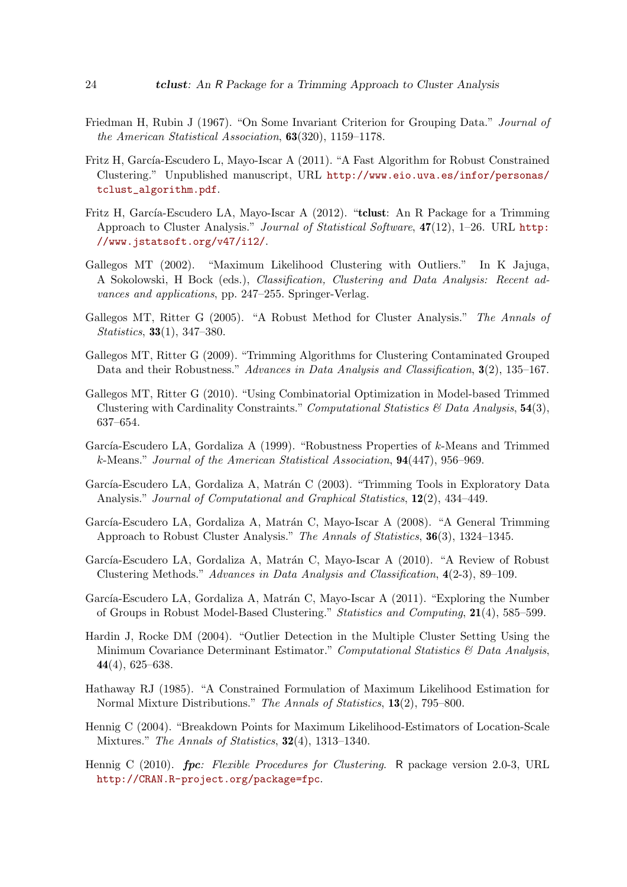Friedman H, Rubin J (1967). "On Some Invariant Criterion for Grouping Data." *Journal of the American Statistical Association*, **63**(320), 1159–1178.

Fritz H, García-Escudero L, Mayo-Iscar A (2011). "A Fast Algorithm for Robust Constrained Clustering." Unpublished manuscript, URL http://www.eio.uva.es/infor/personas/tclust_algorithm.pdf.

Fritz H, García-Escudero LA, Mayo-Iscar A (2012). "**tclust**: An R Package for a Trimming Approach to Cluster Analysis." *Journal of Statistical Software*, **47**(12), 1–26. URL http://www.jstatsoft.org/v47/i12/.

Gallegos MT (2002). "Maximum Likelihood Clustering with Outliers." In K Jajuga, A Sokolowski, H Bock (eds.), *Classification, Clustering and Data Analysis: Recent advances and applications*, pp. 247–255. Springer-Verlag.

Gallegos MT, Ritter G (2005). "A Robust Method for Cluster Analysis." *The Annals of Statistics*, **33**(1), 347–380.

Gallegos MT, Ritter G (2009). "Trimming Algorithms for Clustering Contaminated Grouped Data and their Robustness." *Advances in Data Analysis and Classification*, **3**(2), 135–167.

Gallegos MT, Ritter G (2010). "Using Combinatorial Optimization in Model-based Trimmed Clustering with Cardinality Constraints." *Computational Statistics & Data Analysis*, **54**(3), 637–654.

García-Escudero LA, Gordaliza A (1999). "Robustness Properties of $k$-Means and Trimmed $k$-Means." *Journal of the American Statistical Association*, **94**(447), 956–969.

García-Escudero LA, Gordaliza A, Matrán C (2003). "Trimming Tools in Exploratory Data Analysis." *Journal of Computational and Graphical Statistics*, **12**(2), 434–449.

García-Escudero LA, Gordaliza A, Matrán C, Mayo-Iscar A (2008). "A General Trimming Approach to Robust Cluster Analysis." *The Annals of Statistics*, **36**(3), 1324–1345.

García-Escudero LA, Gordaliza A, Matrán C, Mayo-Iscar A (2010). "A Review of Robust Clustering Methods." *Advances in Data Analysis and Classification*, **4**(2-3), 89–109.

García-Escudero LA, Gordaliza A, Matrán C, Mayo-Iscar A (2011). "Exploring the Number of Groups in Robust Model-Based Clustering." *Statistics and Computing*, **21**(4), 585–599.

Hardin J, Rocke DM (2004). "Outlier Detection in the Multiple Cluster Setting Using the Minimum Covariance Determinant Estimator." *Computational Statistics & Data Analysis*, **44**(4), 625–638.

Hathaway RJ (1985). "A Constrained Formulation of Maximum Likelihood Estimation for Normal Mixture Distributions." *The Annals of Statistics*, **13**(2), 795–800.

Hennig C (2004). "Breakdown Points for Maximum Likelihood-Estimators of Location-Scale Mixtures." *The Annals of Statistics*, **32**(4), 1313–1340.

Hennig C (2010). ***fpc**: Flexible Procedures for Clustering*. R package version 2.0-3, URL http://CRAN.R-project.org/package=fpc.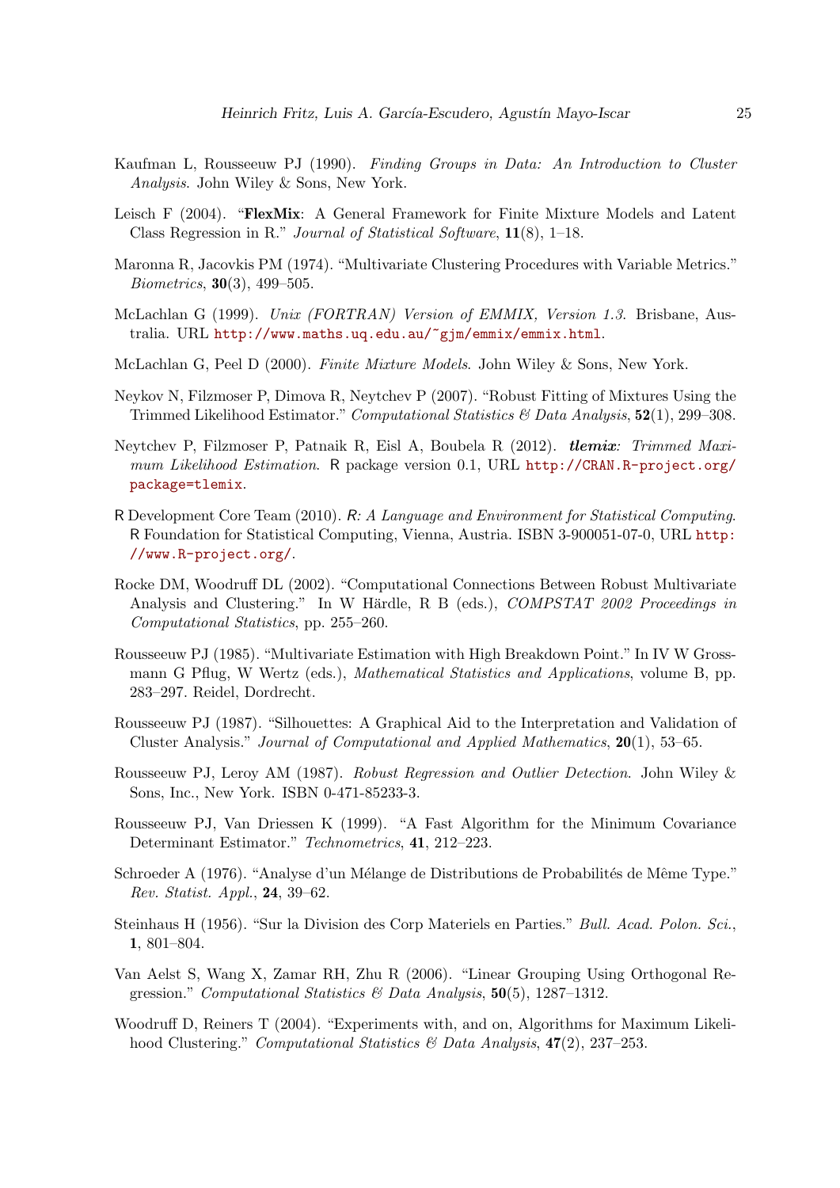Kaufman L, Rousseeuw PJ (1990). *Finding Groups in Data: An Introduction to Cluster Analysis*. John Wiley & Sons, New York.

Leisch F (2004). "**FlexMix**: A General Framework for Finite Mixture Models and Latent Class Regression in R." *Journal of Statistical Software*, **11**(8), 1–18.

Maronna R, Jacovkis PM (1974). "Multivariate Clustering Procedures with Variable Metrics." *Biometrics*, **30**(3), 499–505.

McLachlan G (1999). *Unix (FORTRAN) Version of EMMIX, Version 1.3*. Brisbane, Australia. URL http://www.maths.uq.edu.au/~gjm/emmix/emmix.html.

McLachlan G, Peel D (2000). *Finite Mixture Models*. John Wiley & Sons, New York.

Neykov N, Filzmoser P, Dimova R, Neytchev P (2007). "Robust Fitting of Mixtures Using the Trimmed Likelihood Estimator." *Computational Statistics & Data Analysis*, **52**(1), 299–308.

Neytchev P, Filzmoser P, Patnaik R, Eisl A, Boubela R (2012). ***tlemix**: Trimmed Maximum Likelihood Estimation*. R package version 0.1, URL http://CRAN.R-project.org/package=tlemix.

R Development Core Team (2010). *R: A Language and Environment for Statistical Computing*. R Foundation for Statistical Computing, Vienna, Austria. ISBN 3-900051-07-0, URL http://www.R-project.org/.

Rocke DM, Woodruff DL (2002). "Computational Connections Between Robust Multivariate Analysis and Clustering." In W Härdle, R B (eds.), *COMPSTAT 2002 Proceedings in Computational Statistics*, pp. 255–260.

Rousseeuw PJ (1985). "Multivariate Estimation with High Breakdown Point." In IV W Grossmann G Pflug, W Wertz (eds.), *Mathematical Statistics and Applications*, volume B, pp. 283–297. Reidel, Dordrecht.

Rousseeuw PJ (1987). "Silhouettes: A Graphical Aid to the Interpretation and Validation of Cluster Analysis." *Journal of Computational and Applied Mathematics*, **20**(1), 53–65.

Rousseeuw PJ, Leroy AM (1987). *Robust Regression and Outlier Detection*. John Wiley & Sons, Inc., New York. ISBN 0-471-85233-3.

Rousseeuw PJ, Van Driessen K (1999). "A Fast Algorithm for the Minimum Covariance Determinant Estimator." *Technometrics*, **41**, 212–223.

Schroeder A (1976). "Analyse d'un Mélange de Distributions de Probabilités de Même Type." *Rev. Statist. Appl.*, **24**, 39–62.

Steinhaus H (1956). "Sur la Division des Corp Materiels en Parties." *Bull. Acad. Polon. Sci.*, **1**, 801–804.

Van Aelst S, Wang X, Zamar RH, Zhu R (2006). "Linear Grouping Using Orthogonal Regression." *Computational Statistics & Data Analysis*, **50**(5), 1287–1312.

Woodruff D, Reiners T (2004). "Experiments with, and on, Algorithms for Maximum Likelihood Clustering." *Computational Statistics & Data Analysis*, **47**(2), 237–253.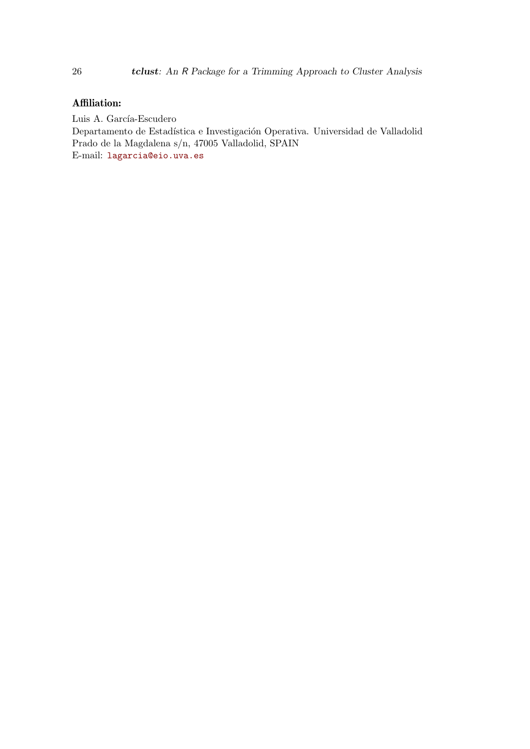**Affiliation:**

Luis A. García-Escudero
Departamento de Estadística e Investigación Operativa. Universidad de Valladolid
Prado de la Magdalena s/n, 47005 Valladolid, SPAIN
E-mail: lagarcia@eio.uva.es